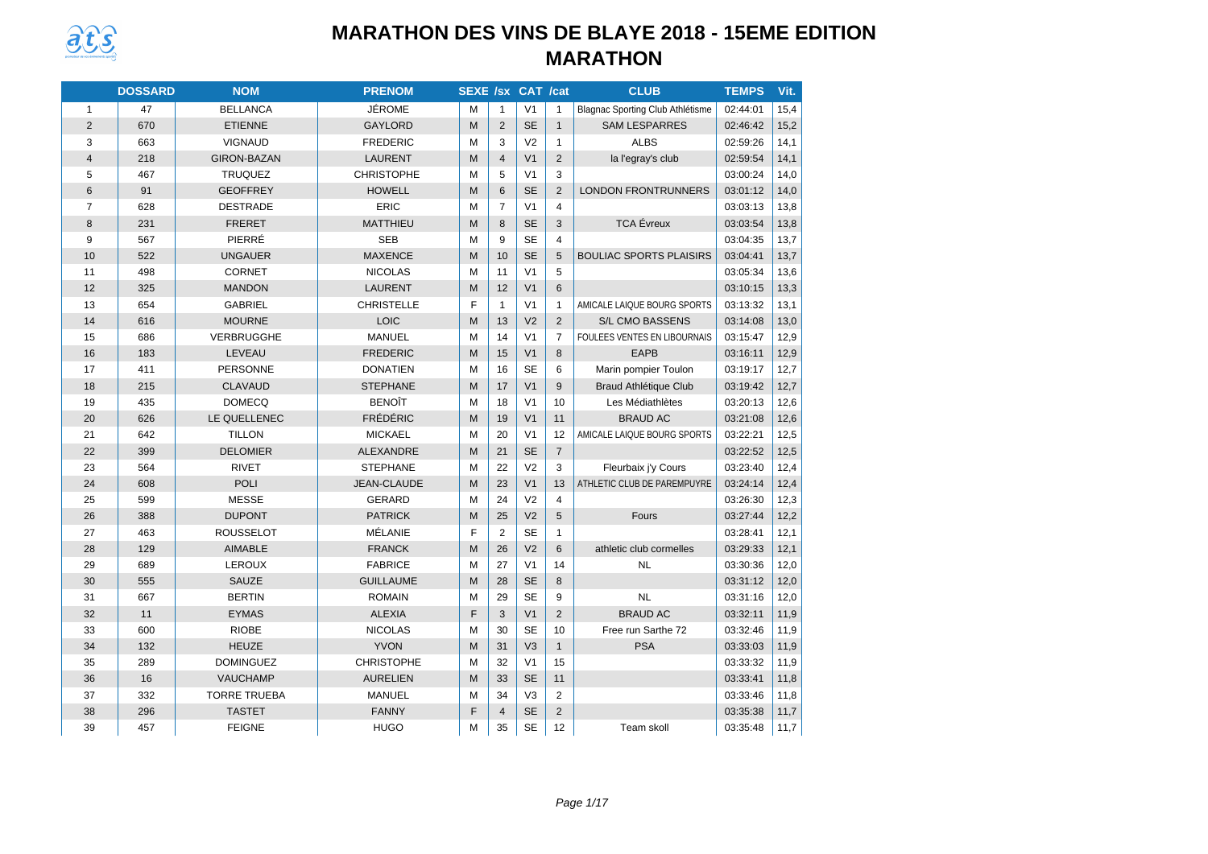# MARATHON DES VINS DE BLAYE 2018 - 15EME EDITION
## MARATHON

| | DOSSARD | NOM | PRENOM | SEXE | /sx | CAT | /cat | CLUB | TEMPS | Vit. |
|---|---|---|---|---|---|---|---|---|---|---|
| 1 | 47 | BELLANCA | JÉROME | M | 1 | V1 | 1 | Blagnac Sporting Club Athlétisme | 02:44:01 | 15,4 |
| 2 | 670 | ETIENNE | GAYLORD | M | 2 | SE | 1 | SAM LESPARRES | 02:46:42 | 15,2 |
| 3 | 663 | VIGNAUD | FREDERIC | M | 3 | V2 | 1 | ALBS | 02:59:26 | 14,1 |
| 4 | 218 | GIRON-BAZAN | LAURENT | M | 4 | V1 | 2 | la l'egray's club | 02:59:54 | 14,1 |
| 5 | 467 | TRUQUEZ | CHRISTOPHE | M | 5 | V1 | 3 | | 03:00:24 | 14,0 |
| 6 | 91 | GEOFFREY | HOWELL | M | 6 | SE | 2 | LONDON FRONTRUNNERS | 03:01:12 | 14,0 |
| 7 | 628 | DESTRADE | ERIC | M | 7 | V1 | 4 | | 03:03:13 | 13,8 |
| 8 | 231 | FRERET | MATTHIEU | M | 8 | SE | 3 | TCA Évreux | 03:03:54 | 13,8 |
| 9 | 567 | PIERRÉ | SEB | M | 9 | SE | 4 | | 03:04:35 | 13,7 |
| 10 | 522 | UNGAUER | MAXENCE | M | 10 | SE | 5 | BOULIAC SPORTS PLAISIRS | 03:04:41 | 13,7 |
| 11 | 498 | CORNET | NICOLAS | M | 11 | V1 | 5 | | 03:05:34 | 13,6 |
| 12 | 325 | MANDON | LAURENT | M | 12 | V1 | 6 | | 03:10:15 | 13,3 |
| 13 | 654 | GABRIEL | CHRISTELLE | F | 1 | V1 | 1 | AMICALE LAIQUE BOURG SPORTS | 03:13:32 | 13,1 |
| 14 | 616 | MOURNE | LOIC | M | 13 | V2 | 2 | S/L CMO BASSENS | 03:14:08 | 13,0 |
| 15 | 686 | VERBRUGGHE | MANUEL | M | 14 | V1 | 7 | FOULEES VENTES EN LIBOURNAIS | 03:15:47 | 12,9 |
| 16 | 183 | LEVEAU | FREDERIC | M | 15 | V1 | 8 | EAPB | 03:16:11 | 12,9 |
| 17 | 411 | PERSONNE | DONATIEN | M | 16 | SE | 6 | Marin pompier Toulon | 03:19:17 | 12,7 |
| 18 | 215 | CLAVAUD | STEPHANE | M | 17 | V1 | 9 | Braud Athlétique Club | 03:19:42 | 12,7 |
| 19 | 435 | DOMECQ | BENOÎT | M | 18 | V1 | 10 | Les Médiathlètes | 03:20:13 | 12,6 |
| 20 | 626 | LE QUELLENEC | FRÉDÉRIC | M | 19 | V1 | 11 | BRAUD AC | 03:21:08 | 12,6 |
| 21 | 642 | TILLON | MICKAEL | M | 20 | V1 | 12 | AMICALE LAIQUE BOURG SPORTS | 03:22:21 | 12,5 |
| 22 | 399 | DELOMIER | ALEXANDRE | M | 21 | SE | 7 | | 03:22:52 | 12,5 |
| 23 | 564 | RIVET | STEPHANE | M | 22 | V2 | 3 | Fleurbaix j'y Cours | 03:23:40 | 12,4 |
| 24 | 608 | POLI | JEAN-CLAUDE | M | 23 | V1 | 13 | ATHLETIC CLUB DE PAREMPUYRE | 03:24:14 | 12,4 |
| 25 | 599 | MESSE | GERARD | M | 24 | V2 | 4 | | 03:26:30 | 12,3 |
| 26 | 388 | DUPONT | PATRICK | M | 25 | V2 | 5 | Fours | 03:27:44 | 12,2 |
| 27 | 463 | ROUSSELOT | MÉLANIE | F | 2 | SE | 1 | | 03:28:41 | 12,1 |
| 28 | 129 | AIMABLE | FRANCK | M | 26 | V2 | 6 | athletic club cormelles | 03:29:33 | 12,1 |
| 29 | 689 | LEROUX | FABRICE | M | 27 | V1 | 14 | NL | 03:30:36 | 12,0 |
| 30 | 555 | SAUZE | GUILLAUME | M | 28 | SE | 8 | | 03:31:12 | 12,0 |
| 31 | 667 | BERTIN | ROMAIN | M | 29 | SE | 9 | NL | 03:31:16 | 12,0 |
| 32 | 11 | EYMAS | ALEXIA | F | 3 | V1 | 2 | BRAUD AC | 03:32:11 | 11,9 |
| 33 | 600 | RIOBE | NICOLAS | M | 30 | SE | 10 | Free run Sarthe 72 | 03:32:46 | 11,9 |
| 34 | 132 | HEUZE | YVON | M | 31 | V3 | 1 | PSA | 03:33:03 | 11,9 |
| 35 | 289 | DOMINGUEZ | CHRISTOPHE | M | 32 | V1 | 15 | | 03:33:32 | 11,9 |
| 36 | 16 | VAUCHAMP | AURELIEN | M | 33 | SE | 11 | | 03:33:41 | 11,8 |
| 37 | 332 | TORRE TRUEBA | MANUEL | M | 34 | V3 | 2 | | 03:33:46 | 11,8 |
| 38 | 296 | TASTET | FANNY | F | 4 | SE | 2 | | 03:35:38 | 11,7 |
| 39 | 457 | FEIGNE | HUGO | M | 35 | SE | 12 | Team skoll | 03:35:48 | 11,7 |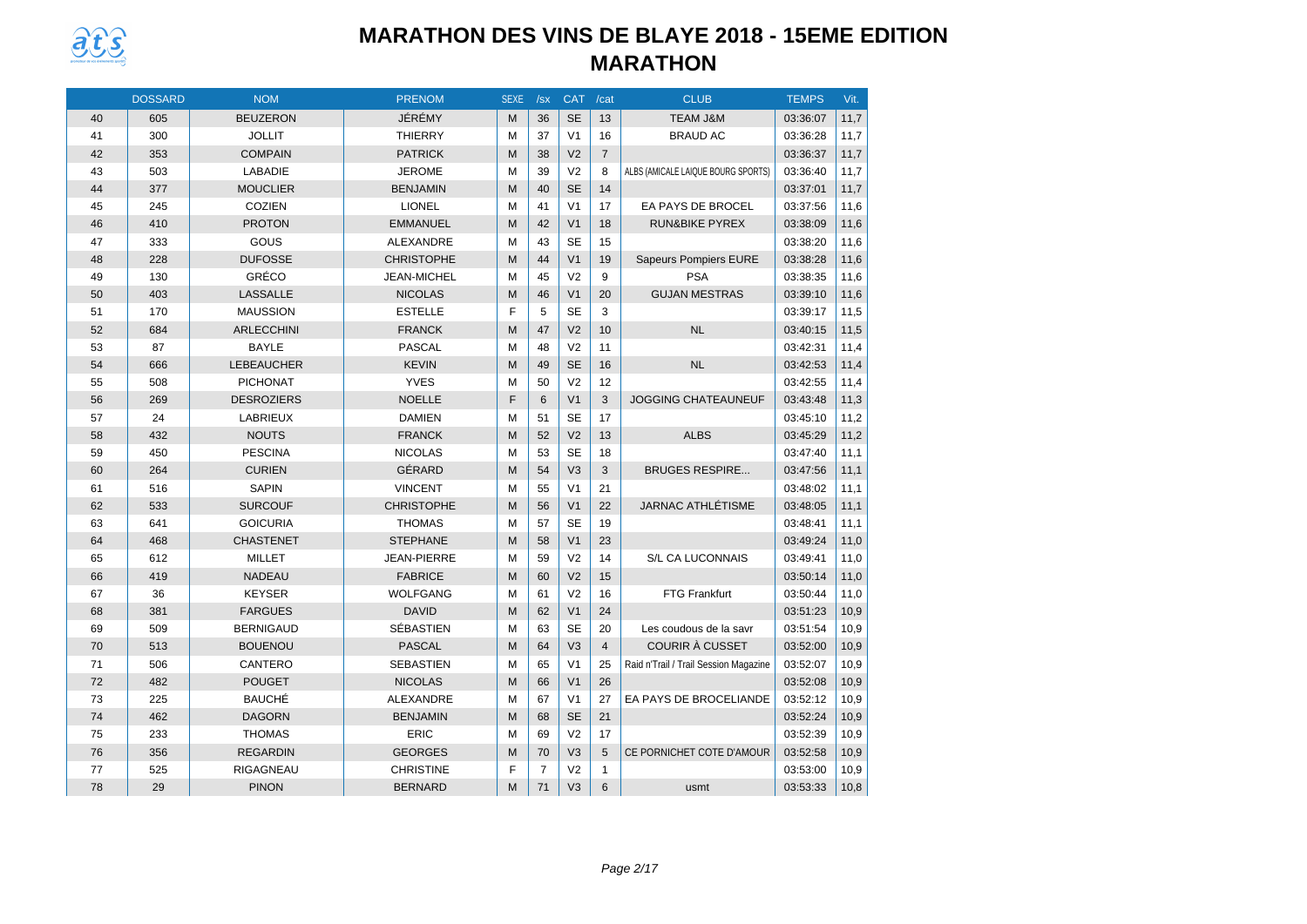# MARATHON DES VINS DE BLAYE 2018 - 15EME EDITION

## MARATHON

| | DOSSARD | NOM | PRENOM | SEXE | /sx | CAT | /cat | CLUB | TEMPS | Vit. |
|---|---|---|---|---|---|---|---|---|---|---|
| 40 | 605 | BEUZERON | JÉRÉMY | M | 36 | SE | 13 | TEAM J&M | 03:36:07 | 11,7 |
| 41 | 300 | JOLLIT | THIERRY | M | 37 | V1 | 16 | BRAUD AC | 03:36:28 | 11,7 |
| 42 | 353 | COMPAIN | PATRICK | M | 38 | V2 | 7 | | 03:36:37 | 11,7 |
| 43 | 503 | LABADIE | JEROME | M | 39 | V2 | 8 | ALBS (AMICALE LAIQUE BOURG SPORTS) | 03:36:40 | 11,7 |
| 44 | 377 | MOUCLIER | BENJAMIN | M | 40 | SE | 14 | | 03:37:01 | 11,7 |
| 45 | 245 | COZIEN | LIONEL | M | 41 | V1 | 17 | EA PAYS DE BROCEL | 03:37:56 | 11,6 |
| 46 | 410 | PROTON | EMMANUEL | M | 42 | V1 | 18 | RUN&BIKE PYREX | 03:38:09 | 11,6 |
| 47 | 333 | GOUS | ALEXANDRE | M | 43 | SE | 15 | | 03:38:20 | 11,6 |
| 48 | 228 | DUFOSSE | CHRISTOPHE | M | 44 | V1 | 19 | Sapeurs Pompiers EURE | 03:38:28 | 11,6 |
| 49 | 130 | GRÉCO | JEAN-MICHEL | M | 45 | V2 | 9 | PSA | 03:38:35 | 11,6 |
| 50 | 403 | LASSALLE | NICOLAS | M | 46 | V1 | 20 | GUJAN MESTRAS | 03:39:10 | 11,6 |
| 51 | 170 | MAUSSION | ESTELLE | F | 5 | SE | 3 | | 03:39:17 | 11,5 |
| 52 | 684 | ARLECCHINI | FRANCK | M | 47 | V2 | 10 | NL | 03:40:15 | 11,5 |
| 53 | 87 | BAYLE | PASCAL | M | 48 | V2 | 11 | | 03:42:31 | 11,4 |
| 54 | 666 | LEBEAUCHER | KEVIN | M | 49 | SE | 16 | NL | 03:42:53 | 11,4 |
| 55 | 508 | PICHONAT | YVES | M | 50 | V2 | 12 | | 03:42:55 | 11,4 |
| 56 | 269 | DESROZIERS | NOELLE | F | 6 | V1 | 3 | JOGGING CHATEAUNEUF | 03:43:48 | 11,3 |
| 57 | 24 | LABRIEUX | DAMIEN | M | 51 | SE | 17 | | 03:45:10 | 11,2 |
| 58 | 432 | NOUTS | FRANCK | M | 52 | V2 | 13 | ALBS | 03:45:29 | 11,2 |
| 59 | 450 | PESCINA | NICOLAS | M | 53 | SE | 18 | | 03:47:40 | 11,1 |
| 60 | 264 | CURIEN | GÉRARD | M | 54 | V3 | 3 | BRUGES RESPIRE... | 03:47:56 | 11,1 |
| 61 | 516 | SAPIN | VINCENT | M | 55 | V1 | 21 | | 03:48:02 | 11,1 |
| 62 | 533 | SURCOUF | CHRISTOPHE | M | 56 | V1 | 22 | JARNAC ATHLÉTISME | 03:48:05 | 11,1 |
| 63 | 641 | GOICURIA | THOMAS | M | 57 | SE | 19 | | 03:48:41 | 11,1 |
| 64 | 468 | CHASTENET | STEPHANE | M | 58 | V1 | 23 | | 03:49:24 | 11,0 |
| 65 | 612 | MILLET | JEAN-PIERRE | M | 59 | V2 | 14 | S/L CA LUCONNAIS | 03:49:41 | 11,0 |
| 66 | 419 | NADEAU | FABRICE | M | 60 | V2 | 15 | | 03:50:14 | 11,0 |
| 67 | 36 | KEYSER | WOLFGANG | M | 61 | V2 | 16 | FTG Frankfurt | 03:50:44 | 11,0 |
| 68 | 381 | FARGUES | DAVID | M | 62 | V1 | 24 | | 03:51:23 | 10,9 |
| 69 | 509 | BERNIGAUD | SÉBASTIEN | M | 63 | SE | 20 | Les coudous de la savr | 03:51:54 | 10,9 |
| 70 | 513 | BOUENOU | PASCAL | M | 64 | V3 | 4 | COURIR À CUSSET | 03:52:00 | 10,9 |
| 71 | 506 | CANTERO | SEBASTIEN | M | 65 | V1 | 25 | Raid n'Trail / Trail Session Magazine | 03:52:07 | 10,9 |
| 72 | 482 | POUGET | NICOLAS | M | 66 | V1 | 26 | | 03:52:08 | 10,9 |
| 73 | 225 | BAUCHÉ | ALEXANDRE | M | 67 | V1 | 27 | EA PAYS DE BROCELIANDE | 03:52:12 | 10,9 |
| 74 | 462 | DAGORN | BENJAMIN | M | 68 | SE | 21 | | 03:52:24 | 10,9 |
| 75 | 233 | THOMAS | ERIC | M | 69 | V2 | 17 | | 03:52:39 | 10,9 |
| 76 | 356 | REGARDIN | GEORGES | M | 70 | V3 | 5 | CE PORNICHET COTE D'AMOUR | 03:52:58 | 10,9 |
| 77 | 525 | RIGAGNEAU | CHRISTINE | F | 7 | V2 | 1 | | 03:53:00 | 10,9 |
| 78 | 29 | PINON | BERNARD | M | 71 | V3 | 6 | usmt | 03:53:33 | 10,8 |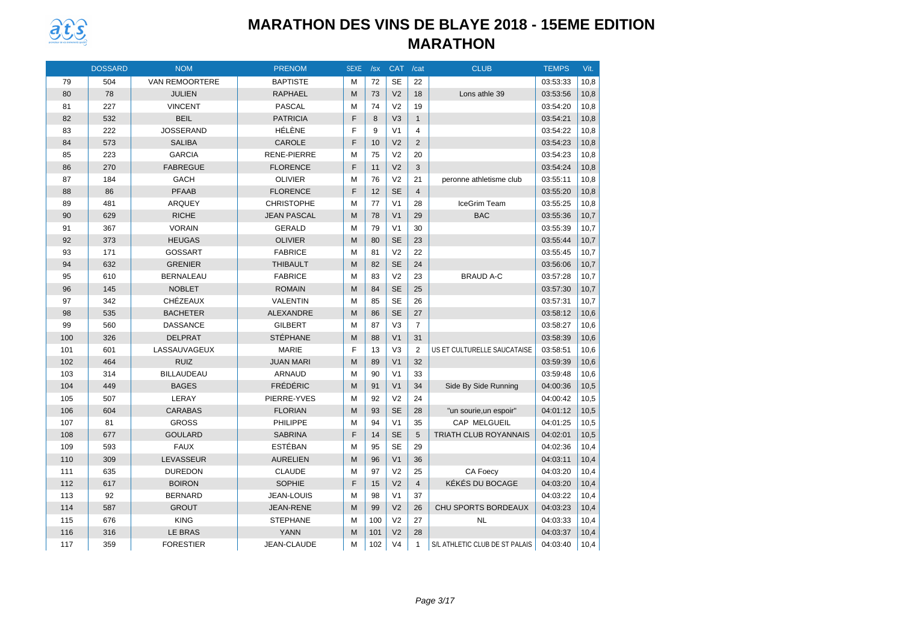# MARATHON DES VINS DE BLAYE 2018 - 15EME EDITION

## MARATHON

| | DOSSARD | NOM | PRENOM | SEXE | /sx | CAT | /cat | CLUB | TEMPS | Vit. |
|---|---|---|---|---|---|---|---|---|---|---|
| 79 | 504 | VAN REMOORTERE | BAPTISTE | M | 72 | SE | 22 | | 03:53:33 | 10,8 |
| 80 | 78 | JULIEN | RAPHAEL | M | 73 | V2 | 18 | Lons athle 39 | 03:53:56 | 10,8 |
| 81 | 227 | VINCENT | PASCAL | M | 74 | V2 | 19 | | 03:54:20 | 10,8 |
| 82 | 532 | BEIL | PATRICIA | F | 8 | V3 | 1 | | 03:54:21 | 10,8 |
| 83 | 222 | JOSSERAND | HÉLÈNE | F | 9 | V1 | 4 | | 03:54:22 | 10,8 |
| 84 | 573 | SALIBA | CAROLE | F | 10 | V2 | 2 | | 03:54:23 | 10,8 |
| 85 | 223 | GARCIA | RENE-PIERRE | M | 75 | V2 | 20 | | 03:54:23 | 10,8 |
| 86 | 270 | FABREGUE | FLORENCE | F | 11 | V2 | 3 | | 03:54:24 | 10,8 |
| 87 | 184 | GACH | OLIVIER | M | 76 | V2 | 21 | peronne athletisme club | 03:55:11 | 10,8 |
| 88 | 86 | PFAAB | FLORENCE | F | 12 | SE | 4 | | 03:55:20 | 10,8 |
| 89 | 481 | ARQUEY | CHRISTOPHE | M | 77 | V1 | 28 | IceGrim Team | 03:55:25 | 10,8 |
| 90 | 629 | RICHE | JEAN PASCAL | M | 78 | V1 | 29 | BAC | 03:55:36 | 10,7 |
| 91 | 367 | VORAIN | GERALD | M | 79 | V1 | 30 | | 03:55:39 | 10,7 |
| 92 | 373 | HEUGAS | OLIVIER | M | 80 | SE | 23 | | 03:55:44 | 10,7 |
| 93 | 171 | GOSSART | FABRICE | M | 81 | V2 | 22 | | 03:55:45 | 10,7 |
| 94 | 632 | GRENIER | THIBAULT | M | 82 | SE | 24 | | 03:56:06 | 10,7 |
| 95 | 610 | BERNALEAU | FABRICE | M | 83 | V2 | 23 | BRAUD A-C | 03:57:28 | 10,7 |
| 96 | 145 | NOBLET | ROMAIN | M | 84 | SE | 25 | | 03:57:30 | 10,7 |
| 97 | 342 | CHÉZEAUX | VALENTIN | M | 85 | SE | 26 | | 03:57:31 | 10,7 |
| 98 | 535 | BACHETER | ALEXANDRE | M | 86 | SE | 27 | | 03:58:12 | 10,6 |
| 99 | 560 | DASSANCE | GILBERT | M | 87 | V3 | 7 | | 03:58:27 | 10,6 |
| 100 | 326 | DELPRAT | STÉPHANE | M | 88 | V1 | 31 | | 03:58:39 | 10,6 |
| 101 | 601 | LASSAUVAGEUX | MARIE | F | 13 | V3 | 2 | US ET CULTURELLE SAUCATAISE | 03:58:51 | 10,6 |
| 102 | 464 | RUIZ | JUAN MARI | M | 89 | V1 | 32 | | 03:59:39 | 10,6 |
| 103 | 314 | BILLAUDEAU | ARNAUD | M | 90 | V1 | 33 | | 03:59:48 | 10,6 |
| 104 | 449 | BAGES | FRÉDÉRIC | M | 91 | V1 | 34 | Side By Side Running | 04:00:36 | 10,5 |
| 105 | 507 | LERAY | PIERRE-YVES | M | 92 | V2 | 24 | | 04:00:42 | 10,5 |
| 106 | 604 | CARABAS | FLORIAN | M | 93 | SE | 28 | "un sourie,un espoir" | 04:01:12 | 10,5 |
| 107 | 81 | GROSS | PHILIPPE | M | 94 | V1 | 35 | CAP MELGUEIL | 04:01:25 | 10,5 |
| 108 | 677 | GOULARD | SABRINA | F | 14 | SE | 5 | TRIATH CLUB ROYANNAIS | 04:02:01 | 10,5 |
| 109 | 593 | FAUX | ESTÉBAN | M | 95 | SE | 29 | | 04:02:36 | 10,4 |
| 110 | 309 | LEVASSEUR | AURELIEN | M | 96 | V1 | 36 | | 04:03:11 | 10,4 |
| 111 | 635 | DUREDON | CLAUDE | M | 97 | V2 | 25 | CA Foecy | 04:03:20 | 10,4 |
| 112 | 617 | BOIRON | SOPHIE | F | 15 | V2 | 4 | KÉKÉS DU BOCAGE | 04:03:20 | 10,4 |
| 113 | 92 | BERNARD | JEAN-LOUIS | M | 98 | V1 | 37 | | 04:03:22 | 10,4 |
| 114 | 587 | GROUT | JEAN-RENE | M | 99 | V2 | 26 | CHU SPORTS BORDEAUX | 04:03:23 | 10,4 |
| 115 | 676 | KING | STEPHANE | M | 100 | V2 | 27 | NL | 04:03:33 | 10,4 |
| 116 | 316 | LE BRAS | YANN | M | 101 | V2 | 28 | | 04:03:37 | 10,4 |
| 117 | 359 | FORESTIER | JEAN-CLAUDE | M | 102 | V4 | 1 | S/L ATHLETIC CLUB DE ST PALAIS | 04:03:40 | 10,4 |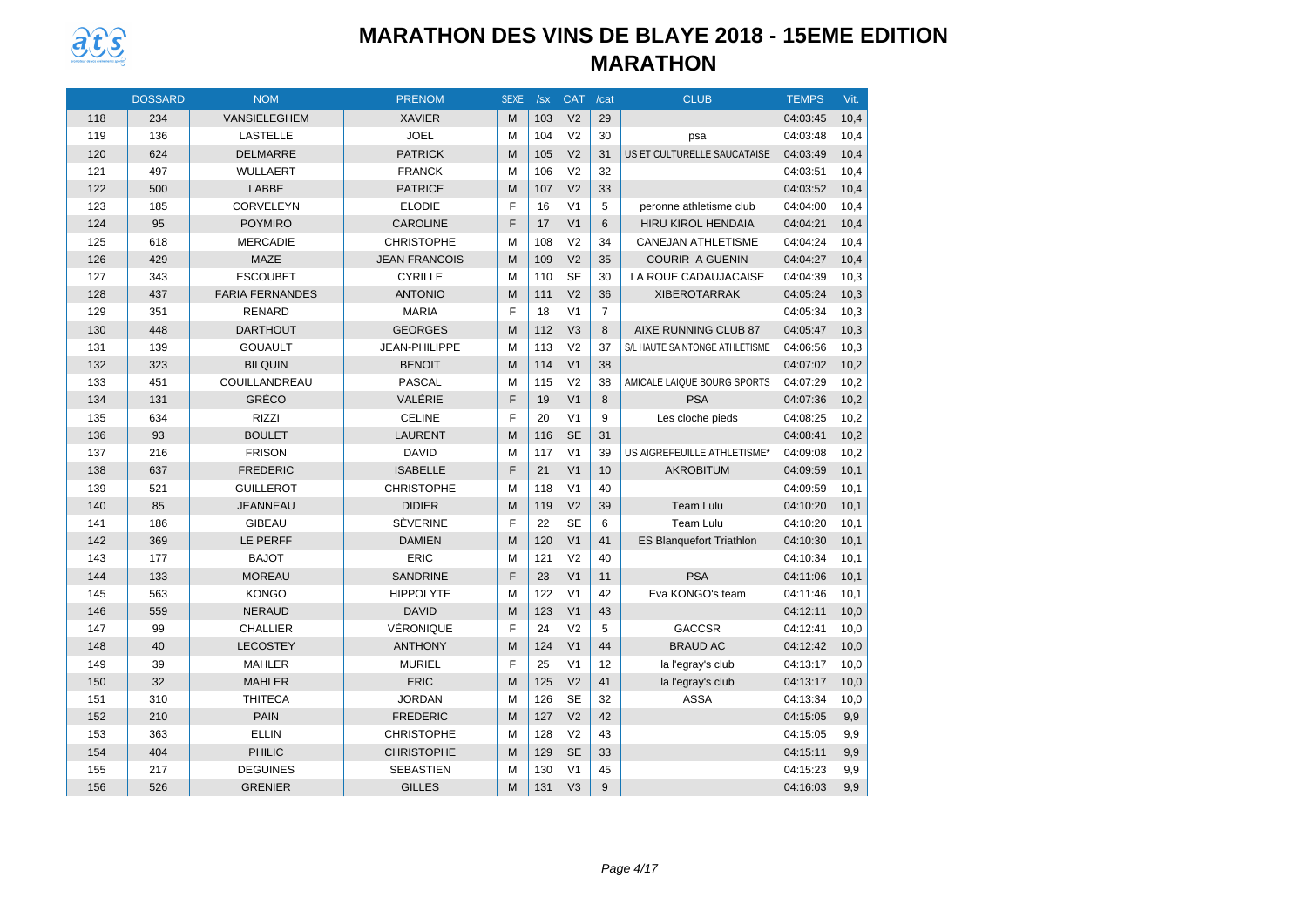# MARATHON DES VINS DE BLAYE 2018 - 15EME EDITION

## MARATHON

| | DOSSARD | NOM | PRENOM | SEXE | /sx | CAT | /cat | CLUB | TEMPS | Vit. |
|---|---|---|---|---|---|---|---|---|---|---|
| 118 | 234 | VANSIELEGHEM | XAVIER | M | 103 | V2 | 29 | | 04:03:45 | 10,4 |
| 119 | 136 | LASTELLE | JOEL | M | 104 | V2 | 30 | psa | 04:03:48 | 10,4 |
| 120 | 624 | DELMARRE | PATRICK | M | 105 | V2 | 31 | US ET CULTURELLE SAUCATAISE | 04:03:49 | 10,4 |
| 121 | 497 | WULLAERT | FRANCK | M | 106 | V2 | 32 | | 04:03:51 | 10,4 |
| 122 | 500 | LABBE | PATRICE | M | 107 | V2 | 33 | | 04:03:52 | 10,4 |
| 123 | 185 | CORVELEYN | ELODIE | F | 16 | V1 | 5 | peronne athletisme club | 04:04:00 | 10,4 |
| 124 | 95 | POYMIRO | CAROLINE | F | 17 | V1 | 6 | HIRU KIROL HENDAIA | 04:04:21 | 10,4 |
| 125 | 618 | MERCADIE | CHRISTOPHE | M | 108 | V2 | 34 | CANEJAN ATHLETISME | 04:04:24 | 10,4 |
| 126 | 429 | MAZE | JEAN FRANCOIS | M | 109 | V2 | 35 | COURIR A GUENIN | 04:04:27 | 10,4 |
| 127 | 343 | ESCOUBET | CYRILLE | M | 110 | SE | 30 | LA ROUE CADAUJACAISE | 04:04:39 | 10,3 |
| 128 | 437 | FARIA FERNANDES | ANTONIO | M | 111 | V2 | 36 | XIBEROTARRAK | 04:05:24 | 10,3 |
| 129 | 351 | RENARD | MARIA | F | 18 | V1 | 7 | | 04:05:34 | 10,3 |
| 130 | 448 | DARTHOUT | GEORGES | M | 112 | V3 | 8 | AIXE RUNNING CLUB 87 | 04:05:47 | 10,3 |
| 131 | 139 | GOUAULT | JEAN-PHILIPPE | M | 113 | V2 | 37 | S/L HAUTE SAINTONGE ATHLETISME | 04:06:56 | 10,3 |
| 132 | 323 | BILQUIN | BENOIT | M | 114 | V1 | 38 | | 04:07:02 | 10,2 |
| 133 | 451 | COUILLANDREAU | PASCAL | M | 115 | V2 | 38 | AMICALE LAIQUE BOURG SPORTS | 04:07:29 | 10,2 |
| 134 | 131 | GRÉCO | VALÉRIE | F | 19 | V1 | 8 | PSA | 04:07:36 | 10,2 |
| 135 | 634 | RIZZI | CELINE | F | 20 | V1 | 9 | Les cloche pieds | 04:08:25 | 10,2 |
| 136 | 93 | BOULET | LAURENT | M | 116 | SE | 31 | | 04:08:41 | 10,2 |
| 137 | 216 | FRISON | DAVID | M | 117 | V1 | 39 | US AIGREFEUILLE ATHLETISME* | 04:09:08 | 10,2 |
| 138 | 637 | FREDERIC | ISABELLE | F | 21 | V1 | 10 | AKROBITUM | 04:09:59 | 10,1 |
| 139 | 521 | GUILLEROT | CHRISTOPHE | M | 118 | V1 | 40 | | 04:09:59 | 10,1 |
| 140 | 85 | JEANNEAU | DIDIER | M | 119 | V2 | 39 | Team Lulu | 04:10:20 | 10,1 |
| 141 | 186 | GIBEAU | SÈVERINE | F | 22 | SE | 6 | Team Lulu | 04:10:20 | 10,1 |
| 142 | 369 | LE PERFF | DAMIEN | M | 120 | V1 | 41 | ES Blanquefort Triathlon | 04:10:30 | 10,1 |
| 143 | 177 | BAJOT | ERIC | M | 121 | V2 | 40 | | 04:10:34 | 10,1 |
| 144 | 133 | MOREAU | SANDRINE | F | 23 | V1 | 11 | PSA | 04:11:06 | 10,1 |
| 145 | 563 | KONGO | HIPPOLYTE | M | 122 | V1 | 42 | Eva KONGO's team | 04:11:46 | 10,1 |
| 146 | 559 | NERAUD | DAVID | M | 123 | V1 | 43 | | 04:12:11 | 10,0 |
| 147 | 99 | CHALLIER | VÉRONIQUE | F | 24 | V2 | 5 | GACCSR | 04:12:41 | 10,0 |
| 148 | 40 | LECOSTEY | ANTHONY | M | 124 | V1 | 44 | BRAUD AC | 04:12:42 | 10,0 |
| 149 | 39 | MAHLER | MURIEL | F | 25 | V1 | 12 | la l'egray's club | 04:13:17 | 10,0 |
| 150 | 32 | MAHLER | ERIC | M | 125 | V2 | 41 | la l'egray's club | 04:13:17 | 10,0 |
| 151 | 310 | THITECA | JORDAN | M | 126 | SE | 32 | ASSA | 04:13:34 | 10,0 |
| 152 | 210 | PAIN | FREDERIC | M | 127 | V2 | 42 | | 04:15:05 | 9,9 |
| 153 | 363 | ELLIN | CHRISTOPHE | M | 128 | V2 | 43 | | 04:15:05 | 9,9 |
| 154 | 404 | PHILIC | CHRISTOPHE | M | 129 | SE | 33 | | 04:15:11 | 9,9 |
| 155 | 217 | DEGUINES | SEBASTIEN | M | 130 | V1 | 45 | | 04:15:23 | 9,9 |
| 156 | 526 | GRENIER | GILLES | M | 131 | V3 | 9 | | 04:16:03 | 9,9 |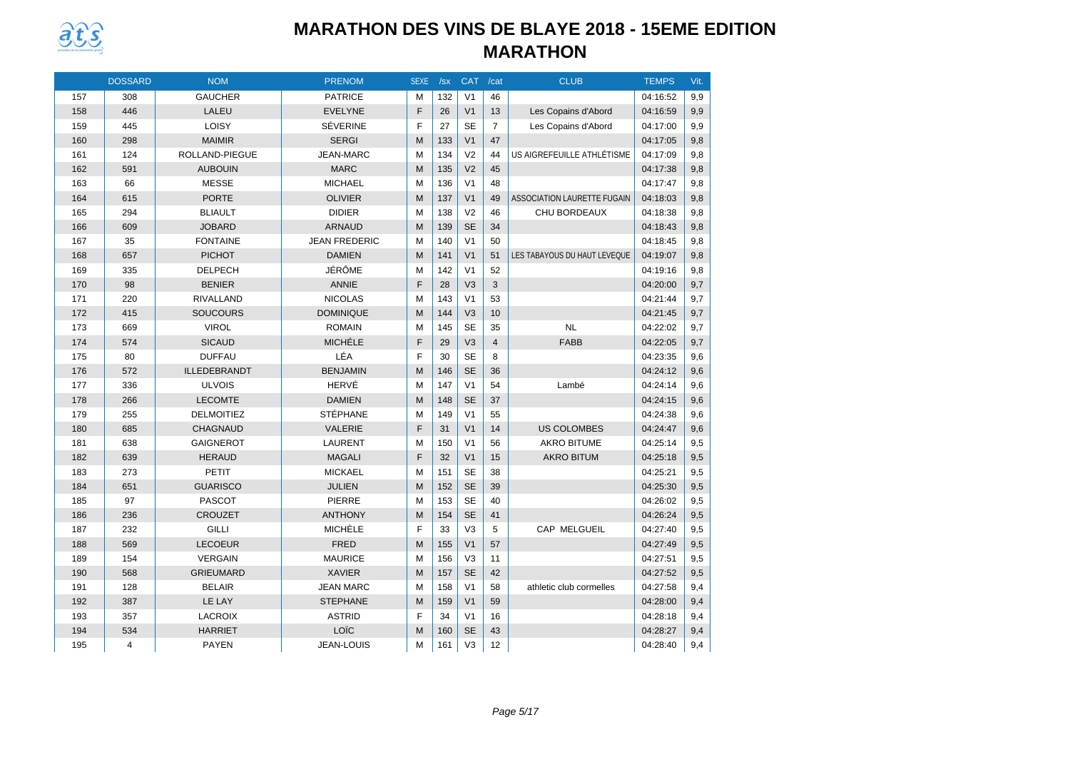# MARATHON DES VINS DE BLAYE 2018 - 15EME EDITION

## MARATHON

| | DOSSARD | NOM | PRENOM | SEXE | /sx | CAT | /cat | CLUB | TEMPS | Vit. |
|---|---|---|---|---|---|---|---|---|---|---|
| 157 | 308 | GAUCHER | PATRICE | M | 132 | V1 | 46 | | 04:16:52 | 9,9 |
| 158 | 446 | LALEU | EVELYNE | F | 26 | V1 | 13 | Les Copains d'Abord | 04:16:59 | 9,9 |
| 159 | 445 | LOISY | SÉVERINE | F | 27 | SE | 7 | Les Copains d'Abord | 04:17:00 | 9,9 |
| 160 | 298 | MAIMIR | SERGI | M | 133 | V1 | 47 | | 04:17:05 | 9,8 |
| 161 | 124 | ROLLAND-PIEGUE | JEAN-MARC | M | 134 | V2 | 44 | US AIGREFEUILLE ATHLÉTISME | 04:17:09 | 9,8 |
| 162 | 591 | AUBOUIN | MARC | M | 135 | V2 | 45 | | 04:17:38 | 9,8 |
| 163 | 66 | MESSE | MICHAEL | M | 136 | V1 | 48 | | 04:17:47 | 9,8 |
| 164 | 615 | PORTE | OLIVIER | M | 137 | V1 | 49 | ASSOCIATION LAURETTE FUGAIN | 04:18:03 | 9,8 |
| 165 | 294 | BLIAULT | DIDIER | M | 138 | V2 | 46 | CHU BORDEAUX | 04:18:38 | 9,8 |
| 166 | 609 | JOBARD | ARNAUD | M | 139 | SE | 34 | | 04:18:43 | 9,8 |
| 167 | 35 | FONTAINE | JEAN FREDERIC | M | 140 | V1 | 50 | | 04:18:45 | 9,8 |
| 168 | 657 | PICHOT | DAMIEN | M | 141 | V1 | 51 | LES TABAYOUS DU HAUT LEVEQUE | 04:19:07 | 9,8 |
| 169 | 335 | DELPECH | JÉRÔME | M | 142 | V1 | 52 | | 04:19:16 | 9,8 |
| 170 | 98 | BENIER | ANNIE | F | 28 | V3 | 3 | | 04:20:00 | 9,7 |
| 171 | 220 | RIVALLAND | NICOLAS | M | 143 | V1 | 53 | | 04:21:44 | 9,7 |
| 172 | 415 | SOUCOURS | DOMINIQUE | M | 144 | V3 | 10 | | 04:21:45 | 9,7 |
| 173 | 669 | VIROL | ROMAIN | M | 145 | SE | 35 | NL | 04:22:02 | 9,7 |
| 174 | 574 | SICAUD | MICHÉLE | F | 29 | V3 | 4 | FABB | 04:22:05 | 9,7 |
| 175 | 80 | DUFFAU | LÉA | F | 30 | SE | 8 | | 04:23:35 | 9,6 |
| 176 | 572 | ILLEDEBRANDT | BENJAMIN | M | 146 | SE | 36 | | 04:24:12 | 9,6 |
| 177 | 336 | ULVOIS | HERVÉ | M | 147 | V1 | 54 | Lambé | 04:24:14 | 9,6 |
| 178 | 266 | LECOMTE | DAMIEN | M | 148 | SE | 37 | | 04:24:15 | 9,6 |
| 179 | 255 | DELMOITIEZ | STÉPHANE | M | 149 | V1 | 55 | | 04:24:38 | 9,6 |
| 180 | 685 | CHAGNAUD | VALERIE | F | 31 | V1 | 14 | US COLOMBES | 04:24:47 | 9,6 |
| 181 | 638 | GAIGNEROT | LAURENT | M | 150 | V1 | 56 | AKRO BITUME | 04:25:14 | 9,5 |
| 182 | 639 | HERAUD | MAGALI | F | 32 | V1 | 15 | AKRO BITUM | 04:25:18 | 9,5 |
| 183 | 273 | PETIT | MICKAEL | M | 151 | SE | 38 | | 04:25:21 | 9,5 |
| 184 | 651 | GUARISCO | JULIEN | M | 152 | SE | 39 | | 04:25:30 | 9,5 |
| 185 | 97 | PASCOT | PIERRE | M | 153 | SE | 40 | | 04:26:02 | 9,5 |
| 186 | 236 | CROUZET | ANTHONY | M | 154 | SE | 41 | | 04:26:24 | 9,5 |
| 187 | 232 | GILLI | MICHÈLE | F | 33 | V3 | 5 | CAP MELGUEIL | 04:27:40 | 9,5 |
| 188 | 569 | LECOEUR | FRED | M | 155 | V1 | 57 | | 04:27:49 | 9,5 |
| 189 | 154 | VERGAIN | MAURICE | M | 156 | V3 | 11 | | 04:27:51 | 9,5 |
| 190 | 568 | GRIEUMARD | XAVIER | M | 157 | SE | 42 | | 04:27:52 | 9,5 |
| 191 | 128 | BELAIR | JEAN MARC | M | 158 | V1 | 58 | athletic club cormelles | 04:27:58 | 9,4 |
| 192 | 387 | LE LAY | STEPHANE | M | 159 | V1 | 59 | | 04:28:00 | 9,4 |
| 193 | 357 | LACROIX | ASTRID | F | 34 | V1 | 16 | | 04:28:18 | 9,4 |
| 194 | 534 | HARRIET | LOÏC | M | 160 | SE | 43 | | 04:28:27 | 9,4 |
| 195 | 4 | PAYEN | JEAN-LOUIS | M | 161 | V3 | 12 | | 04:28:40 | 9,4 |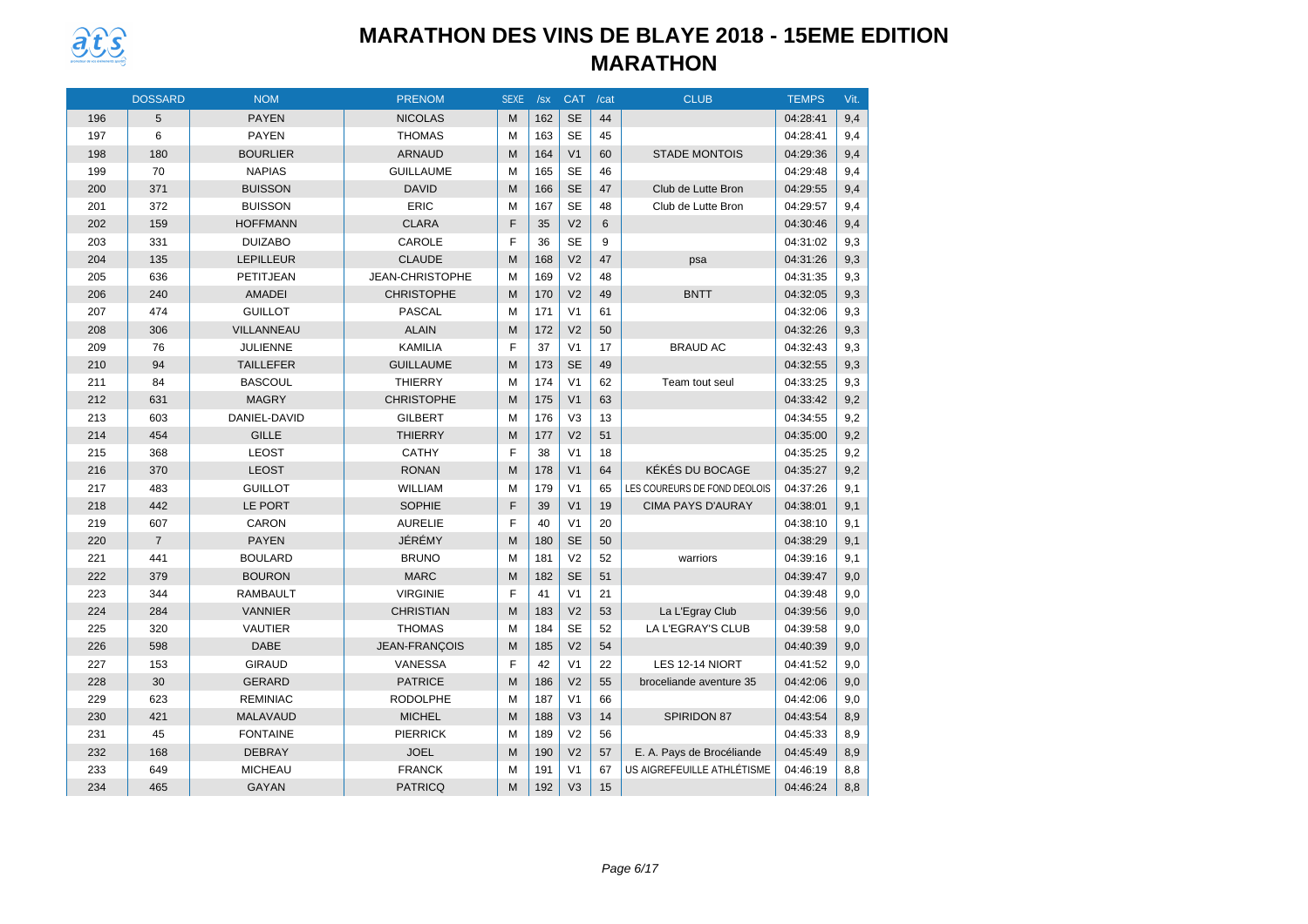# MARATHON DES VINS DE BLAYE 2018 - 15EME EDITION

## MARATHON

| | DOSSARD | NOM | PRENOM | SEXE | /sx | CAT | /cat | CLUB | TEMPS | Vit. |
|---|---|---|---|---|---|---|---|---|---|---|
| 196 | 5 | PAYEN | NICOLAS | M | 162 | SE | 44 | | 04:28:41 | 9,4 |
| 197 | 6 | PAYEN | THOMAS | M | 163 | SE | 45 | | 04:28:41 | 9,4 |
| 198 | 180 | BOURLIER | ARNAUD | M | 164 | V1 | 60 | STADE MONTOIS | 04:29:36 | 9,4 |
| 199 | 70 | NAPIAS | GUILLAUME | M | 165 | SE | 46 | | 04:29:48 | 9,4 |
| 200 | 371 | BUISSON | DAVID | M | 166 | SE | 47 | Club de Lutte Bron | 04:29:55 | 9,4 |
| 201 | 372 | BUISSON | ERIC | M | 167 | SE | 48 | Club de Lutte Bron | 04:29:57 | 9,4 |
| 202 | 159 | HOFFMANN | CLARA | F | 35 | V2 | 6 | | 04:30:46 | 9,4 |
| 203 | 331 | DUIZABO | CAROLE | F | 36 | SE | 9 | | 04:31:02 | 9,3 |
| 204 | 135 | LEPILLEUR | CLAUDE | M | 168 | V2 | 47 | psa | 04:31:26 | 9,3 |
| 205 | 636 | PETITJEAN | JEAN-CHRISTOPHE | M | 169 | V2 | 48 | | 04:31:35 | 9,3 |
| 206 | 240 | AMADEI | CHRISTOPHE | M | 170 | V2 | 49 | BNTT | 04:32:05 | 9,3 |
| 207 | 474 | GUILLOT | PASCAL | M | 171 | V1 | 61 | | 04:32:06 | 9,3 |
| 208 | 306 | VILLANNEAU | ALAIN | M | 172 | V2 | 50 | | 04:32:26 | 9,3 |
| 209 | 76 | JULIENNE | KAMILIA | F | 37 | V1 | 17 | BRAUD AC | 04:32:43 | 9,3 |
| 210 | 94 | TAILLEFER | GUILLAUME | M | 173 | SE | 49 | | 04:32:55 | 9,3 |
| 211 | 84 | BASCOUL | THIERRY | M | 174 | V1 | 62 | Team tout seul | 04:33:25 | 9,3 |
| 212 | 631 | MAGRY | CHRISTOPHE | M | 175 | V1 | 63 | | 04:33:42 | 9,2 |
| 213 | 603 | DANIEL-DAVID | GILBERT | M | 176 | V3 | 13 | | 04:34:55 | 9,2 |
| 214 | 454 | GILLE | THIERRY | M | 177 | V2 | 51 | | 04:35:00 | 9,2 |
| 215 | 368 | LEOST | CATHY | F | 38 | V1 | 18 | | 04:35:25 | 9,2 |
| 216 | 370 | LEOST | RONAN | M | 178 | V1 | 64 | KÉKÉS DU BOCAGE | 04:35:27 | 9,2 |
| 217 | 483 | GUILLOT | WILLIAM | M | 179 | V1 | 65 | LES COUREURS DE FOND DEOLOIS | 04:37:26 | 9,1 |
| 218 | 442 | LE PORT | SOPHIE | F | 39 | V1 | 19 | CIMA PAYS D'AURAY | 04:38:01 | 9,1 |
| 219 | 607 | CARON | AURELIE | F | 40 | V1 | 20 | | 04:38:10 | 9,1 |
| 220 | 7 | PAYEN | JÉRÉMY | M | 180 | SE | 50 | | 04:38:29 | 9,1 |
| 221 | 441 | BOULARD | BRUNO | M | 181 | V2 | 52 | warriors | 04:39:16 | 9,1 |
| 222 | 379 | BOURON | MARC | M | 182 | SE | 51 | | 04:39:47 | 9,0 |
| 223 | 344 | RAMBAULT | VIRGINIE | F | 41 | V1 | 21 | | 04:39:48 | 9,0 |
| 224 | 284 | VANNIER | CHRISTIAN | M | 183 | V2 | 53 | La L'Egray Club | 04:39:56 | 9,0 |
| 225 | 320 | VAUTIER | THOMAS | M | 184 | SE | 52 | LA L'EGRAY'S CLUB | 04:39:58 | 9,0 |
| 226 | 598 | DABE | JEAN-FRANÇOIS | M | 185 | V2 | 54 | | 04:40:39 | 9,0 |
| 227 | 153 | GIRAUD | VANESSA | F | 42 | V1 | 22 | LES 12-14 NIORT | 04:41:52 | 9,0 |
| 228 | 30 | GERARD | PATRICE | M | 186 | V2 | 55 | broceliande aventure 35 | 04:42:06 | 9,0 |
| 229 | 623 | REMINIAC | RODOLPHE | M | 187 | V1 | 66 | | 04:42:06 | 9,0 |
| 230 | 421 | MALAVAUD | MICHEL | M | 188 | V3 | 14 | SPIRIDON 87 | 04:43:54 | 8,9 |
| 231 | 45 | FONTAINE | PIERRICK | M | 189 | V2 | 56 | | 04:45:33 | 8,9 |
| 232 | 168 | DEBRAY | JOEL | M | 190 | V2 | 57 | E. A. Pays de Brocéliande | 04:45:49 | 8,9 |
| 233 | 649 | MICHEAU | FRANCK | M | 191 | V1 | 67 | US AIGREFEUILLE ATHLÉTISME | 04:46:19 | 8,8 |
| 234 | 465 | GAYAN | PATRICQ | M | 192 | V3 | 15 | | 04:46:24 | 8,8 |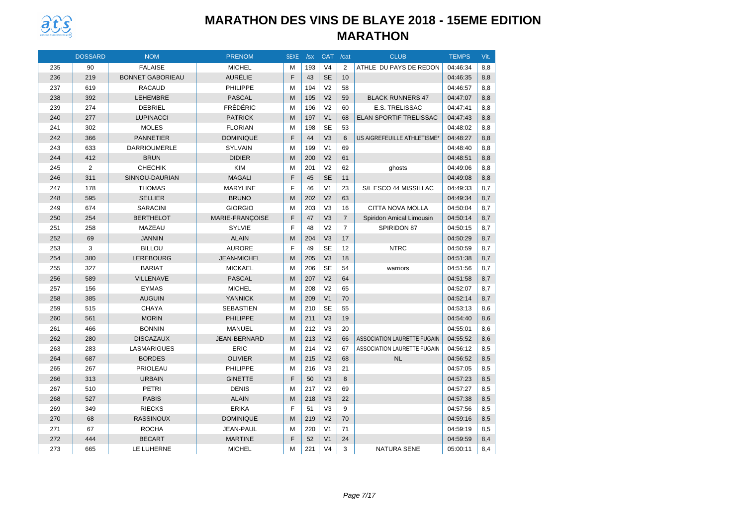# MARATHON DES VINS DE BLAYE 2018 - 15EME EDITION

## MARATHON

| | DOSSARD | NOM | PRENOM | SEXE | /sx | CAT | /cat | CLUB | TEMPS | Vit. |
|---|---|---|---|---|---|---|---|---|---|---|
| 235 | 90 | FALAISE | MICHEL | M | 193 | V4 | 2 | ATHLE DU PAYS DE REDON | 04:46:34 | 8,8 |
| 236 | 219 | BONNET GABORIEAU | AURÉLIE | F | 43 | SE | 10 | | 04:46:35 | 8,8 |
| 237 | 619 | RACAUD | PHILIPPE | M | 194 | V2 | 58 | | 04:46:57 | 8,8 |
| 238 | 392 | LEHEMBRE | PASCAL | M | 195 | V2 | 59 | BLACK RUNNERS 47 | 04:47:07 | 8,8 |
| 239 | 274 | DEBRIEL | FRÉDÉRIC | M | 196 | V2 | 60 | E.S. TRELISSAC | 04:47:41 | 8,8 |
| 240 | 277 | LUPINACCI | PATRICK | M | 197 | V1 | 68 | ELAN SPORTIF TRELISSAC | 04:47:43 | 8,8 |
| 241 | 302 | MOLES | FLORIAN | M | 198 | SE | 53 | | 04:48:02 | 8,8 |
| 242 | 366 | PANNETIER | DOMINIQUE | F | 44 | V3 | 6 | US AIGREFEUILLE ATHLETISME* | 04:48:27 | 8,8 |
| 243 | 633 | DARRIOUMERLE | SYLVAIN | M | 199 | V1 | 69 | | 04:48:40 | 8,8 |
| 244 | 412 | BRUN | DIDIER | M | 200 | V2 | 61 | | 04:48:51 | 8,8 |
| 245 | 2 | CHECHIK | KIM | M | 201 | V2 | 62 | ghosts | 04:49:06 | 8,8 |
| 246 | 311 | SINNOU-DAURIAN | MAGALI | F | 45 | SE | 11 | | 04:49:08 | 8,8 |
| 247 | 178 | THOMAS | MARYLINE | F | 46 | V1 | 23 | S/L ESCO 44 MISSILLAC | 04:49:33 | 8,7 |
| 248 | 595 | SELLIER | BRUNO | M | 202 | V2 | 63 | | 04:49:34 | 8,7 |
| 249 | 674 | SARACINI | GIORGIO | M | 203 | V3 | 16 | CITTA NOVA MOLLA | 04:50:04 | 8,7 |
| 250 | 254 | BERTHELOT | MARIE-FRANÇOISE | F | 47 | V3 | 7 | Spiridon Amical Limousin | 04:50:14 | 8,7 |
| 251 | 258 | MAZEAU | SYLVIE | F | 48 | V2 | 7 | SPIRIDON 87 | 04:50:15 | 8,7 |
| 252 | 69 | JANNIN | ALAIN | M | 204 | V3 | 17 | | 04:50:29 | 8,7 |
| 253 | 3 | BILLOU | AURORE | F | 49 | SE | 12 | NTRC | 04:50:59 | 8,7 |
| 254 | 380 | LEREBOURG | JEAN-MICHEL | M | 205 | V3 | 18 | | 04:51:38 | 8,7 |
| 255 | 327 | BARIAT | MICKAEL | M | 206 | SE | 54 | warriors | 04:51:56 | 8,7 |
| 256 | 589 | VILLENAVE | PASCAL | M | 207 | V2 | 64 | | 04:51:58 | 8,7 |
| 257 | 156 | EYMAS | MICHEL | M | 208 | V2 | 65 | | 04:52:07 | 8,7 |
| 258 | 385 | AUGUIN | YANNICK | M | 209 | V1 | 70 | | 04:52:14 | 8,7 |
| 259 | 515 | CHAYA | SEBASTIEN | M | 210 | SE | 55 | | 04:53:13 | 8,6 |
| 260 | 561 | MORIN | PHILIPPE | M | 211 | V3 | 19 | | 04:54:40 | 8,6 |
| 261 | 466 | BONNIN | MANUEL | M | 212 | V3 | 20 | | 04:55:01 | 8,6 |
| 262 | 280 | DISCAZAUX | JEAN-BERNARD | M | 213 | V2 | 66 | ASSOCIATION LAURETTE FUGAIN | 04:55:52 | 8,6 |
| 263 | 283 | LASMARIGUES | ERIC | M | 214 | V2 | 67 | ASSOCIATION LAURETTE FUGAIN | 04:56:12 | 8,5 |
| 264 | 687 | BORDES | OLIVIER | M | 215 | V2 | 68 | NL | 04:56:52 | 8,5 |
| 265 | 267 | PRIOLEAU | PHILIPPE | M | 216 | V3 | 21 | | 04:57:05 | 8,5 |
| 266 | 313 | URBAIN | GINETTE | F | 50 | V3 | 8 | | 04:57:23 | 8,5 |
| 267 | 510 | PETRI | DENIS | M | 217 | V2 | 69 | | 04:57:27 | 8,5 |
| 268 | 527 | PABIS | ALAIN | M | 218 | V3 | 22 | | 04:57:38 | 8,5 |
| 269 | 349 | RIECKS | ERIKA | F | 51 | V3 | 9 | | 04:57:56 | 8,5 |
| 270 | 68 | RASSINOUX | DOMINIQUE | M | 219 | V2 | 70 | | 04:59:16 | 8,5 |
| 271 | 67 | ROCHA | JEAN-PAUL | M | 220 | V1 | 71 | | 04:59:19 | 8,5 |
| 272 | 444 | BECART | MARTINE | F | 52 | V1 | 24 | | 04:59:59 | 8,4 |
| 273 | 665 | LE LUHERNE | MICHEL | M | 221 | V4 | 3 | NATURA SENE | 05:00:11 | 8,4 |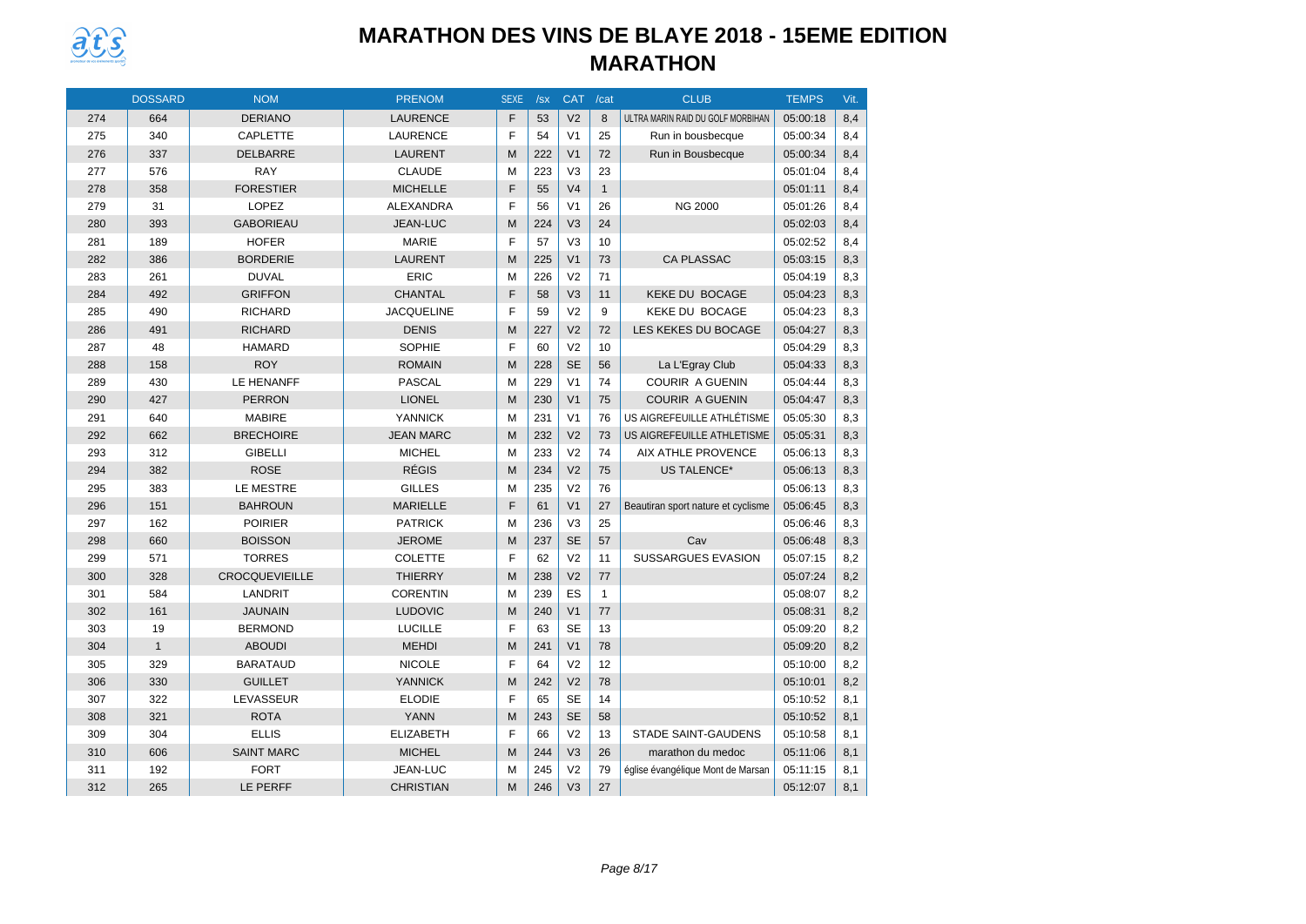# MARATHON DES VINS DE BLAYE 2018 - 15EME EDITION

## MARATHON

| | DOSSARD | NOM | PRENOM | SEXE | /sx | CAT | /cat | CLUB | TEMPS | Vit. |
|---|---|---|---|---|---|---|---|---|---|---|
| 274 | 664 | DERIANO | LAURENCE | F | 53 | V2 | 8 | ULTRA MARIN RAID DU GOLF MORBIHAN | 05:00:18 | 8,4 |
| 275 | 340 | CAPLETTE | LAURENCE | F | 54 | V1 | 25 | Run in bousbecque | 05:00:34 | 8,4 |
| 276 | 337 | DELBARRE | LAURENT | M | 222 | V1 | 72 | Run in Bousbecque | 05:00:34 | 8,4 |
| 277 | 576 | RAY | CLAUDE | M | 223 | V3 | 23 | | 05:01:04 | 8,4 |
| 278 | 358 | FORESTIER | MICHELLE | F | 55 | V4 | 1 | | 05:01:11 | 8,4 |
| 279 | 31 | LOPEZ | ALEXANDRA | F | 56 | V1 | 26 | NG 2000 | 05:01:26 | 8,4 |
| 280 | 393 | GABORIEAU | JEAN-LUC | M | 224 | V3 | 24 | | 05:02:03 | 8,4 |
| 281 | 189 | HOFER | MARIE | F | 57 | V3 | 10 | | 05:02:52 | 8,4 |
| 282 | 386 | BORDERIE | LAURENT | M | 225 | V1 | 73 | CA PLASSAC | 05:03:15 | 8,3 |
| 283 | 261 | DUVAL | ERIC | M | 226 | V2 | 71 | | 05:04:19 | 8,3 |
| 284 | 492 | GRIFFON | CHANTAL | F | 58 | V3 | 11 | KEKE DU BOCAGE | 05:04:23 | 8,3 |
| 285 | 490 | RICHARD | JACQUELINE | F | 59 | V2 | 9 | KEKE DU BOCAGE | 05:04:23 | 8,3 |
| 286 | 491 | RICHARD | DENIS | M | 227 | V2 | 72 | LES KEKES DU BOCAGE | 05:04:27 | 8,3 |
| 287 | 48 | HAMARD | SOPHIE | F | 60 | V2 | 10 | | 05:04:29 | 8,3 |
| 288 | 158 | ROY | ROMAIN | M | 228 | SE | 56 | La L'Egray Club | 05:04:33 | 8,3 |
| 289 | 430 | LE HENANFF | PASCAL | M | 229 | V1 | 74 | COURIR A GUENIN | 05:04:44 | 8,3 |
| 290 | 427 | PERRON | LIONEL | M | 230 | V1 | 75 | COURIR A GUENIN | 05:04:47 | 8,3 |
| 291 | 640 | MABIRE | YANNICK | M | 231 | V1 | 76 | US AIGREFEUILLE ATHLÉTISME | 05:05:30 | 8,3 |
| 292 | 662 | BRECHOIRE | JEAN MARC | M | 232 | V2 | 73 | US AIGREFEUILLE ATHLETISME | 05:05:31 | 8,3 |
| 293 | 312 | GIBELLI | MICHEL | M | 233 | V2 | 74 | AIX ATHLE PROVENCE | 05:06:13 | 8,3 |
| 294 | 382 | ROSE | RÉGIS | M | 234 | V2 | 75 | US TALENCE* | 05:06:13 | 8,3 |
| 295 | 383 | LE MESTRE | GILLES | M | 235 | V2 | 76 | | 05:06:13 | 8,3 |
| 296 | 151 | BAHROUN | MARIELLE | F | 61 | V1 | 27 | Beautiran sport nature et cyclisme | 05:06:45 | 8,3 |
| 297 | 162 | POIRIER | PATRICK | M | 236 | V3 | 25 | | 05:06:46 | 8,3 |
| 298 | 660 | BOISSON | JEROME | M | 237 | SE | 57 | Cav | 05:06:48 | 8,3 |
| 299 | 571 | TORRES | COLETTE | F | 62 | V2 | 11 | SUSSARGUES EVASION | 05:07:15 | 8,2 |
| 300 | 328 | CROCQUEVIEILLE | THIERRY | M | 238 | V2 | 77 | | 05:07:24 | 8,2 |
| 301 | 584 | LANDRIT | CORENTIN | M | 239 | ES | 1 | | 05:08:07 | 8,2 |
| 302 | 161 | JAUNAIN | LUDOVIC | M | 240 | V1 | 77 | | 05:08:31 | 8,2 |
| 303 | 19 | BERMOND | LUCILLE | F | 63 | SE | 13 | | 05:09:20 | 8,2 |
| 304 | 1 | ABOUDI | MEHDI | M | 241 | V1 | 78 | | 05:09:20 | 8,2 |
| 305 | 329 | BARATAUD | NICOLE | F | 64 | V2 | 12 | | 05:10:00 | 8,2 |
| 306 | 330 | GUILLET | YANNICK | M | 242 | V2 | 78 | | 05:10:01 | 8,2 |
| 307 | 322 | LEVASSEUR | ELODIE | F | 65 | SE | 14 | | 05:10:52 | 8,1 |
| 308 | 321 | ROTA | YANN | M | 243 | SE | 58 | | 05:10:52 | 8,1 |
| 309 | 304 | ELLIS | ELIZABETH | F | 66 | V2 | 13 | STADE SAINT-GAUDENS | 05:10:58 | 8,1 |
| 310 | 606 | SAINT MARC | MICHEL | M | 244 | V3 | 26 | marathon du medoc | 05:11:06 | 8,1 |
| 311 | 192 | FORT | JEAN-LUC | M | 245 | V2 | 79 | église évangélique Mont de Marsan | 05:11:15 | 8,1 |
| 312 | 265 | LE PERFF | CHRISTIAN | M | 246 | V3 | 27 | | 05:12:07 | 8,1 |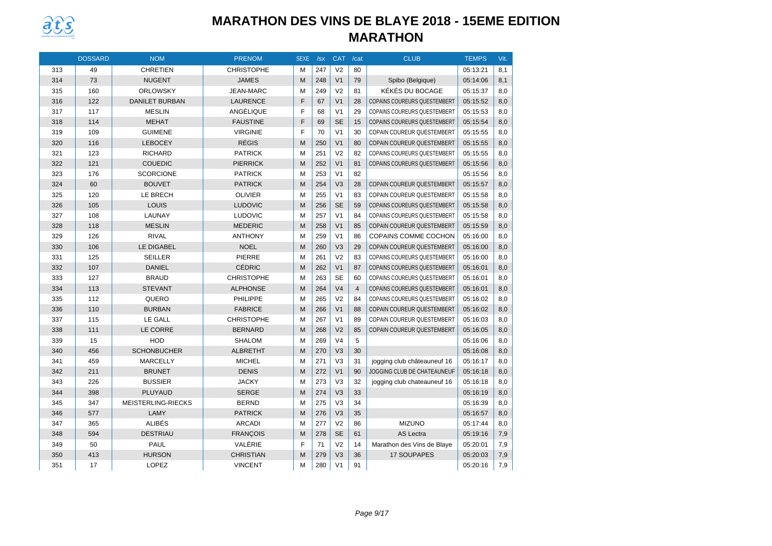# MARATHON DES VINS DE BLAYE 2018 - 15EME EDITION

## MARATHON

| | DOSSARD | NOM | PRENOM | SEXE | /sx | CAT | /cat | CLUB | TEMPS | Vit. |
|---|---|---|---|---|---|---|---|---|---|---|
| 313 | 49 | CHRETIEN | CHRISTOPHE | M | 247 | V2 | 80 | | 05:13:21 | 8,1 |
| 314 | 73 | NUGENT | JAMES | M | 248 | V1 | 79 | Spibo (Belgique) | 05:14:06 | 8,1 |
| 315 | 160 | ORLOWSKY | JEAN-MARC | M | 249 | V2 | 81 | KÉKÉS DU BOCAGE | 05:15:37 | 8,0 |
| 316 | 122 | DANILET BURBAN | LAURENCE | F | 67 | V1 | 28 | COPAINS COUREURS QUESTEMBERT | 05:15:52 | 8,0 |
| 317 | 117 | MESLIN | ANGÉLIQUE | F | 68 | V1 | 29 | COPAINS COUREURS QUESTEMBERT | 05:15:53 | 8,0 |
| 318 | 114 | MEHAT | FAUSTINE | F | 69 | SE | 15 | COPAINS COUREURS QUESTEMBERT | 05:15:54 | 8,0 |
| 319 | 109 | GUIMENE | VIRGINIE | F | 70 | V1 | 30 | COPAIN COUREUR QUESTEMBERT | 05:15:55 | 8,0 |
| 320 | 116 | LEBOCEY | RÉGIS | M | 250 | V1 | 80 | COPAIN COUREUR QUESTEMBERT | 05:15:55 | 8,0 |
| 321 | 123 | RICHARD | PATRICK | M | 251 | V2 | 82 | COPAINS COUREURS QUESTEMBERT | 05:15:55 | 8,0 |
| 322 | 121 | COUEDIC | PIERRICK | M | 252 | V1 | 81 | COPAINS COUREURS QUESTEMBERT | 05:15:56 | 8,0 |
| 323 | 176 | SCORCIONE | PATRICK | M | 253 | V1 | 82 | | 05:15:56 | 8,0 |
| 324 | 60 | BOUVET | PATRICK | M | 254 | V3 | 28 | COPAIN COUREUR QUESTEMBERT | 05:15:57 | 8,0 |
| 325 | 120 | LE BRECH | OLIVIER | M | 255 | V1 | 83 | COPAIN COUREUR QUESTEMBERT | 05:15:58 | 8,0 |
| 326 | 105 | LOUIS | LUDOVIC | M | 256 | SE | 59 | COPAINS COUREURS QUESTEMBERT | 05:15:58 | 8,0 |
| 327 | 108 | LAUNAY | LUDOVIC | M | 257 | V1 | 84 | COPAINS COUREURS QUESTEMBERT | 05:15:58 | 8,0 |
| 328 | 118 | MESLIN | MEDERIC | M | 258 | V1 | 85 | COPAIN COUREUR QUESTEMBERT | 05:15:59 | 8,0 |
| 329 | 126 | RIVAL | ANTHONY | M | 259 | V1 | 86 | COPAINS COMME COCHON | 05:16:00 | 8,0 |
| 330 | 106 | LE DIGABEL | NOEL | M | 260 | V3 | 29 | COPAIN COUREUR QUESTEMBERT | 05:16:00 | 8,0 |
| 331 | 125 | SEILLER | PIERRE | M | 261 | V2 | 83 | COPAINS COUREURS QUESTEMBERT | 05:16:00 | 8,0 |
| 332 | 107 | DANIEL | CÉDRIC | M | 262 | V1 | 87 | COPAINS COUREURS QUESTEMBERT | 05:16:01 | 8,0 |
| 333 | 127 | BRAUD | CHRISTOPHE | M | 263 | SE | 60 | COPAINS COUREURS QUESTEMBERT | 05:16:01 | 8,0 |
| 334 | 113 | STEVANT | ALPHONSE | M | 264 | V4 | 4 | COPAINS COUREURS QUESTEMBERT | 05:16:01 | 8,0 |
| 335 | 112 | QUERO | PHILIPPE | M | 265 | V2 | 84 | COPAINS COUREURS QUESTEMBERT | 05:16:02 | 8,0 |
| 336 | 110 | BURBAN | FABRICE | M | 266 | V1 | 88 | COPAIN COUREUR QUESTEMBERT | 05:16:02 | 8,0 |
| 337 | 115 | LE GALL | CHRISTOPHE | M | 267 | V1 | 89 | COPAIN COUREUR QUESTEMBERT | 05:16:03 | 8,0 |
| 338 | 111 | LE CORRE | BERNARD | M | 268 | V2 | 85 | COPAIN COUREUR QUESTEMBERT | 05:16:05 | 8,0 |
| 339 | 15 | HOD | SHALOM | M | 269 | V4 | 5 | | 05:16:06 | 8,0 |
| 340 | 456 | SCHONBUCHER | ALBRETHT | M | 270 | V3 | 30 | | 05:16:08 | 8,0 |
| 341 | 459 | MARCELLY | MICHEL | M | 271 | V3 | 31 | jogging club châteauneuf 16 | 05:16:17 | 8,0 |
| 342 | 211 | BRUNET | DENIS | M | 272 | V1 | 90 | JOGGING CLUB DE CHATEAUNEUF | 05:16:18 | 8,0 |
| 343 | 226 | BUSSIER | JACKY | M | 273 | V3 | 32 | jogging club chateauneuf 16 | 05:16:18 | 8,0 |
| 344 | 398 | PLUYAUD | SERGE | M | 274 | V3 | 33 | | 05:16:19 | 8,0 |
| 345 | 347 | MEISTERLING-RIECKS | BERND | M | 275 | V3 | 34 | | 05:16:39 | 8,0 |
| 346 | 577 | LAMY | PATRICK | M | 276 | V3 | 35 | | 05:16:57 | 8,0 |
| 347 | 365 | ALIBÉS | ARCADI | M | 277 | V2 | 86 | MIZUNO | 05:17:44 | 8,0 |
| 348 | 594 | DESTRIAU | FRANÇOIS | M | 278 | SE | 61 | AS Lectra | 05:19:16 | 7,9 |
| 349 | 50 | PAUL | VALÉRIE | F | 71 | V2 | 14 | Marathon des Vins de Blaye | 05:20:01 | 7,9 |
| 350 | 413 | HURSON | CHRISTIAN | M | 279 | V3 | 36 | 17 SOUPAPES | 05:20:03 | 7,9 |
| 351 | 17 | LOPEZ | VINCENT | M | 280 | V1 | 91 | | 05:20:16 | 7,9 |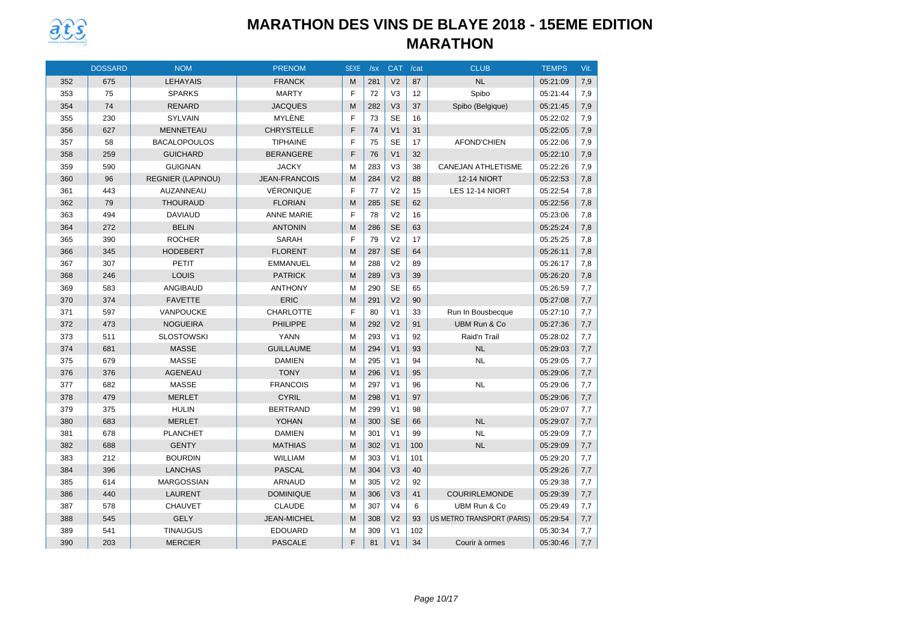# MARATHON DES VINS DE BLAYE 2018 - 15EME EDITION

## MARATHON

| | DOSSARD | NOM | PRENOM | SEXE | /sx | CAT | /cat | CLUB | TEMPS | Vit. |
|---|---|---|---|---|---|---|---|---|---|---|
| 352 | 675 | LEHAYAIS | FRANCK | M | 281 | V2 | 87 | NL | 05:21:09 | 7,9 |
| 353 | 75 | SPARKS | MARTY | F | 72 | V3 | 12 | Spibo | 05:21:44 | 7,9 |
| 354 | 74 | RENARD | JACQUES | M | 282 | V3 | 37 | Spibo (Belgique) | 05:21:45 | 7,9 |
| 355 | 230 | SYLVAIN | MYLÈNE | F | 73 | SE | 16 | | 05:22:02 | 7,9 |
| 356 | 627 | MENNETEAU | CHRYSTELLE | F | 74 | V1 | 31 | | 05:22:05 | 7,9 |
| 357 | 58 | BACALOPOULOS | TIPHAINE | F | 75 | SE | 17 | AFOND'CHIEN | 05:22:06 | 7,9 |
| 358 | 259 | GUICHARD | BERANGERE | F | 76 | V1 | 32 | | 05:22:10 | 7,9 |
| 359 | 590 | GUIGNAN | JACKY | M | 283 | V3 | 38 | CANEJAN ATHLETISME | 05:22:26 | 7,9 |
| 360 | 96 | REGNIER (LAPINOU) | JEAN-FRANCOIS | M | 284 | V2 | 88 | 12-14 NIORT | 05:22:53 | 7,8 |
| 361 | 443 | AUZANNEAU | VÉRONIQUE | F | 77 | V2 | 15 | LES 12-14 NIORT | 05:22:54 | 7,8 |
| 362 | 79 | THOURAUD | FLORIAN | M | 285 | SE | 62 | | 05:22:56 | 7,8 |
| 363 | 494 | DAVIAUD | ANNE MARIE | F | 78 | V2 | 16 | | 05:23:06 | 7,8 |
| 364 | 272 | BELIN | ANTONIN | M | 286 | SE | 63 | | 05:25:24 | 7,8 |
| 365 | 390 | ROCHER | SARAH | F | 79 | V2 | 17 | | 05:25:25 | 7,8 |
| 366 | 345 | HODEBERT | FLORENT | M | 287 | SE | 64 | | 05:26:11 | 7,8 |
| 367 | 307 | PETIT | EMMANUEL | M | 288 | V2 | 89 | | 05:26:17 | 7,8 |
| 368 | 246 | LOUIS | PATRICK | M | 289 | V3 | 39 | | 05:26:20 | 7,8 |
| 369 | 583 | ANGIBAUD | ANTHONY | M | 290 | SE | 65 | | 05:26:59 | 7,7 |
| 370 | 374 | FAVETTE | ERIC | M | 291 | V2 | 90 | | 05:27:08 | 7,7 |
| 371 | 597 | VANPOUCKE | CHARLOTTE | F | 80 | V1 | 33 | Run In Bousbecque | 05:27:10 | 7,7 |
| 372 | 473 | NOGUEIRA | PHILIPPE | M | 292 | V2 | 91 | UBM Run & Co | 05:27:36 | 7,7 |
| 373 | 511 | SLOSTOWSKI | YANN | M | 293 | V1 | 92 | Raid'n Trail | 05:28:02 | 7,7 |
| 374 | 681 | MASSE | GUILLAUME | M | 294 | V1 | 93 | NL | 05:29:03 | 7,7 |
| 375 | 679 | MASSE | DAMIEN | M | 295 | V1 | 94 | NL | 05:29:05 | 7,7 |
| 376 | 376 | AGENEAU | TONY | M | 296 | V1 | 95 | | 05:29:06 | 7,7 |
| 377 | 682 | MASSE | FRANCOIS | M | 297 | V1 | 96 | NL | 05:29:06 | 7,7 |
| 378 | 479 | MERLET | CYRIL | M | 298 | V1 | 97 | | 05:29:06 | 7,7 |
| 379 | 375 | HULIN | BERTRAND | M | 299 | V1 | 98 | | 05:29:07 | 7,7 |
| 380 | 683 | MERLET | YOHAN | M | 300 | SE | 66 | NL | 05:29:07 | 7,7 |
| 381 | 678 | PLANCHET | DAMIEN | M | 301 | V1 | 99 | NL | 05:29:09 | 7,7 |
| 382 | 688 | GENTY | MATHIAS | M | 302 | V1 | 100 | NL | 05:29:09 | 7,7 |
| 383 | 212 | BOURDIN | WILLIAM | M | 303 | V1 | 101 | | 05:29:20 | 7,7 |
| 384 | 396 | LANCHAS | PASCAL | M | 304 | V3 | 40 | | 05:29:26 | 7,7 |
| 385 | 614 | MARGOSSIAN | ARNAUD | M | 305 | V2 | 92 | | 05:29:38 | 7,7 |
| 386 | 440 | LAURENT | DOMINIQUE | M | 306 | V3 | 41 | COURIRLEMONDE | 05:29:39 | 7,7 |
| 387 | 578 | CHAUVET | CLAUDE | M | 307 | V4 | 6 | UBM Run & Co | 05:29:49 | 7,7 |
| 388 | 545 | GELY | JEAN-MICHEL | M | 308 | V2 | 93 | US METRO TRANSPORT (PARIS) | 05:29:54 | 7,7 |
| 389 | 541 | TINAUGUS | EDOUARD | M | 309 | V1 | 102 | | 05:30:34 | 7,7 |
| 390 | 203 | MERCIER | PASCALE | F | 81 | V1 | 34 | Courir à ormes | 05:30:46 | 7,7 |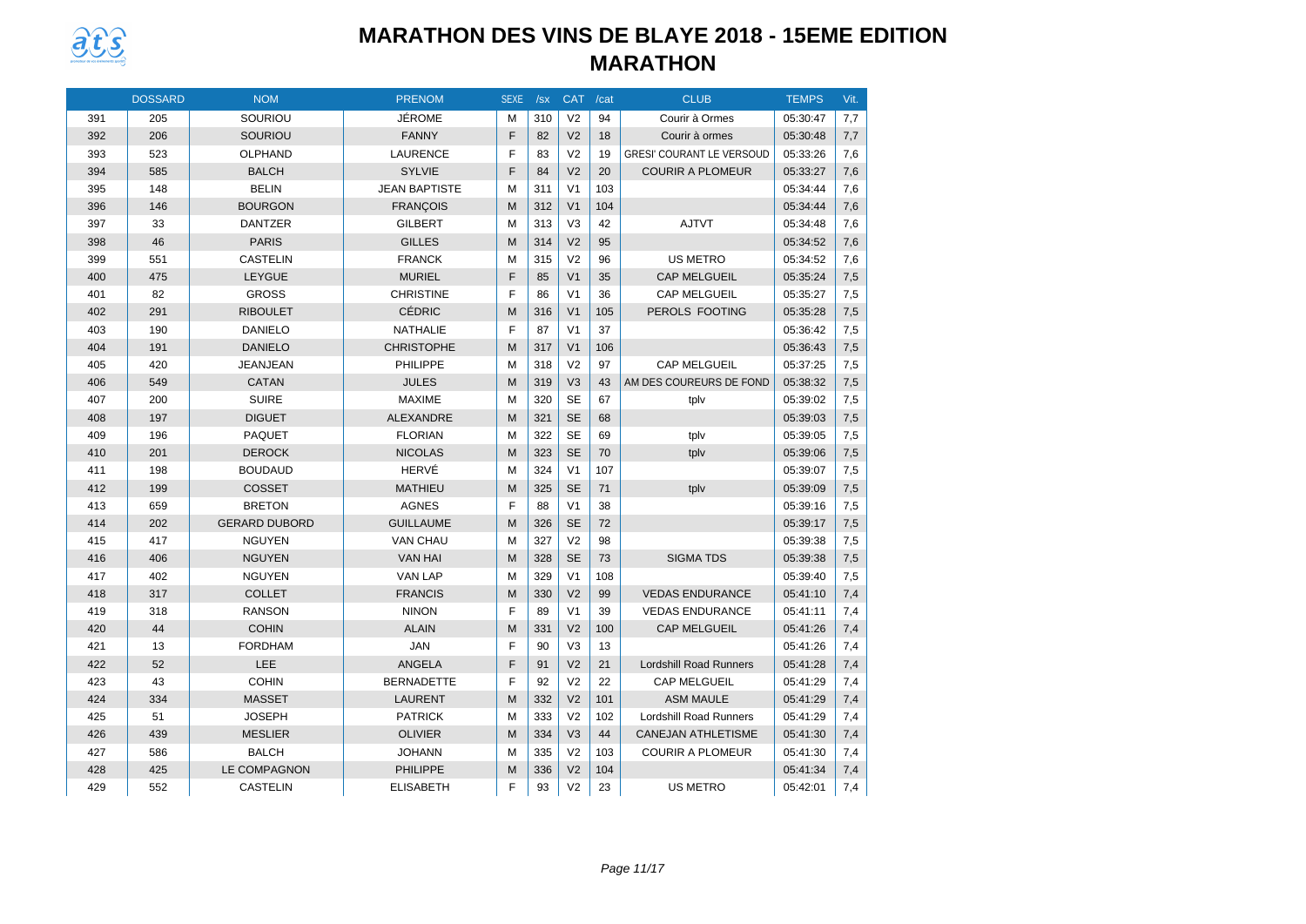# MARATHON DES VINS DE BLAYE 2018 - 15EME EDITION

## MARATHON

| | DOSSARD | NOM | PRENOM | SEXE | /sx | CAT | /cat | CLUB | TEMPS | Vit. |
|---|---|---|---|---|---|---|---|---|---|---|
| 391 | 205 | SOURIOU | JÉROME | M | 310 | V2 | 94 | Courir à Ormes | 05:30:47 | 7,7 |
| 392 | 206 | SOURIOU | FANNY | F | 82 | V2 | 18 | Courir à ormes | 05:30:48 | 7,7 |
| 393 | 523 | OLPHAND | LAURENCE | F | 83 | V2 | 19 | GRESI' COURANT LE VERSOUD | 05:33:26 | 7,6 |
| 394 | 585 | BALCH | SYLVIE | F | 84 | V2 | 20 | COURIR A PLOMEUR | 05:33:27 | 7,6 |
| 395 | 148 | BELIN | JEAN BAPTISTE | M | 311 | V1 | 103 | | 05:34:44 | 7,6 |
| 396 | 146 | BOURGON | FRANÇOIS | M | 312 | V1 | 104 | | 05:34:44 | 7,6 |
| 397 | 33 | DANTZER | GILBERT | M | 313 | V3 | 42 | AJTVT | 05:34:48 | 7,6 |
| 398 | 46 | PARIS | GILLES | M | 314 | V2 | 95 | | 05:34:52 | 7,6 |
| 399 | 551 | CASTELIN | FRANCK | M | 315 | V2 | 96 | US METRO | 05:34:52 | 7,6 |
| 400 | 475 | LEYGUE | MURIEL | F | 85 | V1 | 35 | CAP MELGUEIL | 05:35:24 | 7,5 |
| 401 | 82 | GROSS | CHRISTINE | F | 86 | V1 | 36 | CAP MELGUEIL | 05:35:27 | 7,5 |
| 402 | 291 | RIBOULET | CÉDRIC | M | 316 | V1 | 105 | PEROLS FOOTING | 05:35:28 | 7,5 |
| 403 | 190 | DANIELO | NATHALIE | F | 87 | V1 | 37 | | 05:36:42 | 7,5 |
| 404 | 191 | DANIELO | CHRISTOPHE | M | 317 | V1 | 106 | | 05:36:43 | 7,5 |
| 405 | 420 | JEANJEAN | PHILIPPE | M | 318 | V2 | 97 | CAP MELGUEIL | 05:37:25 | 7,5 |
| 406 | 549 | CATAN | JULES | M | 319 | V3 | 43 | AM DES COUREURS DE FOND | 05:38:32 | 7,5 |
| 407 | 200 | SUIRE | MAXIME | M | 320 | SE | 67 | tplv | 05:39:02 | 7,5 |
| 408 | 197 | DIGUET | ALEXANDRE | M | 321 | SE | 68 | | 05:39:03 | 7,5 |
| 409 | 196 | PAQUET | FLORIAN | M | 322 | SE | 69 | tplv | 05:39:05 | 7,5 |
| 410 | 201 | DEROCK | NICOLAS | M | 323 | SE | 70 | tplv | 05:39:06 | 7,5 |
| 411 | 198 | BOUDAUD | HERVÉ | M | 324 | V1 | 107 | | 05:39:07 | 7,5 |
| 412 | 199 | COSSET | MATHIEU | M | 325 | SE | 71 | tplv | 05:39:09 | 7,5 |
| 413 | 659 | BRETON | AGNES | F | 88 | V1 | 38 | | 05:39:16 | 7,5 |
| 414 | 202 | GERARD DUBORD | GUILLAUME | M | 326 | SE | 72 | | 05:39:17 | 7,5 |
| 415 | 417 | NGUYEN | VAN CHAU | M | 327 | V2 | 98 | | 05:39:38 | 7,5 |
| 416 | 406 | NGUYEN | VAN HAI | M | 328 | SE | 73 | SIGMA TDS | 05:39:38 | 7,5 |
| 417 | 402 | NGUYEN | VAN LAP | M | 329 | V1 | 108 | | 05:39:40 | 7,5 |
| 418 | 317 | COLLET | FRANCIS | M | 330 | V2 | 99 | VEDAS ENDURANCE | 05:41:10 | 7,4 |
| 419 | 318 | RANSON | NINON | F | 89 | V1 | 39 | VEDAS ENDURANCE | 05:41:11 | 7,4 |
| 420 | 44 | COHIN | ALAIN | M | 331 | V2 | 100 | CAP MELGUEIL | 05:41:26 | 7,4 |
| 421 | 13 | FORDHAM | JAN | F | 90 | V3 | 13 | | 05:41:26 | 7,4 |
| 422 | 52 | LEE | ANGELA | F | 91 | V2 | 21 | Lordshill Road Runners | 05:41:28 | 7,4 |
| 423 | 43 | COHIN | BERNADETTE | F | 92 | V2 | 22 | CAP MELGUEIL | 05:41:29 | 7,4 |
| 424 | 334 | MASSET | LAURENT | M | 332 | V2 | 101 | ASM MAULE | 05:41:29 | 7,4 |
| 425 | 51 | JOSEPH | PATRICK | M | 333 | V2 | 102 | Lordshill Road Runners | 05:41:29 | 7,4 |
| 426 | 439 | MESLIER | OLIVIER | M | 334 | V3 | 44 | CANEJAN ATHLETISME | 05:41:30 | 7,4 |
| 427 | 586 | BALCH | JOHANN | M | 335 | V2 | 103 | COURIR A PLOMEUR | 05:41:30 | 7,4 |
| 428 | 425 | LE COMPAGNON | PHILIPPE | M | 336 | V2 | 104 | | 05:41:34 | 7,4 |
| 429 | 552 | CASTELIN | ELISABETH | F | 93 | V2 | 23 | US METRO | 05:42:01 | 7,4 |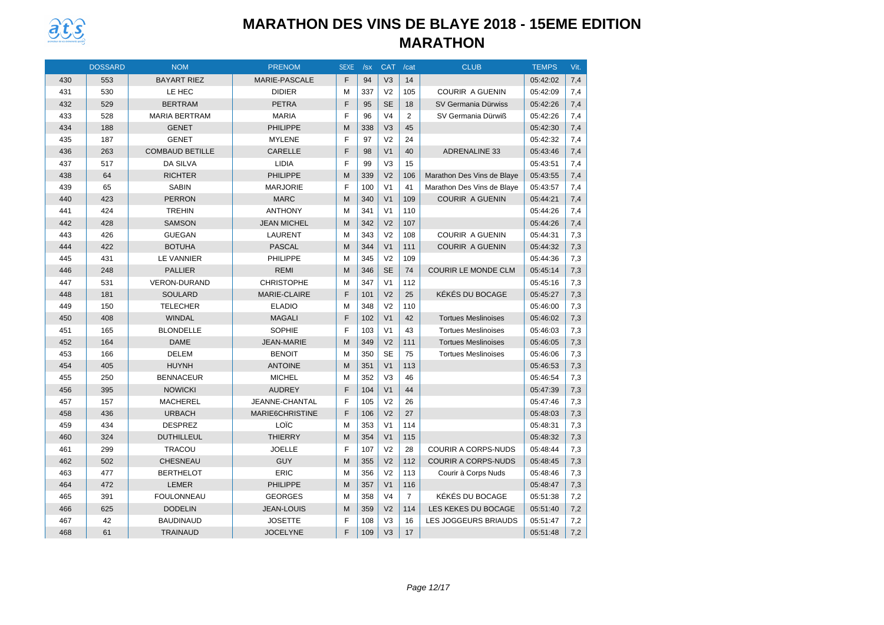# MARATHON DES VINS DE BLAYE 2018 - 15EME EDITION

## MARATHON

| | DOSSARD | NOM | PRENOM | SEXE | /sx | CAT | /cat | CLUB | TEMPS | Vit. |
|---|---|---|---|---|---|---|---|---|---|---|
| 430 | 553 | BAYART RIEZ | MARIE-PASCALE | F | 94 | V3 | 14 | | 05:42:02 | 7,4 |
| 431 | 530 | LE HEC | DIDIER | M | 337 | V2 | 105 | COURIR A GUENIN | 05:42:09 | 7,4 |
| 432 | 529 | BERTRAM | PETRA | F | 95 | SE | 18 | SV Germania Dürwiss | 05:42:26 | 7,4 |
| 433 | 528 | MARIA BERTRAM | MARIA | F | 96 | V4 | 2 | SV Germania Dürwiß | 05:42:26 | 7,4 |
| 434 | 188 | GENET | PHILIPPE | M | 338 | V3 | 45 | | 05:42:30 | 7,4 |
| 435 | 187 | GENET | MYLENE | F | 97 | V2 | 24 | | 05:42:32 | 7,4 |
| 436 | 263 | COMBAUD BETILLE | CARELLE | F | 98 | V1 | 40 | ADRENALINE 33 | 05:43:46 | 7,4 |
| 437 | 517 | DA SILVA | LIDIA | F | 99 | V3 | 15 | | 05:43:51 | 7,4 |
| 438 | 64 | RICHTER | PHILIPPE | M | 339 | V2 | 106 | Marathon Des Vins de Blaye | 05:43:55 | 7,4 |
| 439 | 65 | SABIN | MARJORIE | F | 100 | V1 | 41 | Marathon Des Vins de Blaye | 05:43:57 | 7,4 |
| 440 | 423 | PERRON | MARC | M | 340 | V1 | 109 | COURIR A GUENIN | 05:44:21 | 7,4 |
| 441 | 424 | TREHIN | ANTHONY | M | 341 | V1 | 110 | | 05:44:26 | 7,4 |
| 442 | 428 | SAMSON | JEAN MICHEL | M | 342 | V2 | 107 | | 05:44:26 | 7,4 |
| 443 | 426 | GUEGAN | LAURENT | M | 343 | V2 | 108 | COURIR A GUENIN | 05:44:31 | 7,3 |
| 444 | 422 | BOTUHA | PASCAL | M | 344 | V1 | 111 | COURIR A GUENIN | 05:44:32 | 7,3 |
| 445 | 431 | LE VANNIER | PHILIPPE | M | 345 | V2 | 109 | | 05:44:36 | 7,3 |
| 446 | 248 | PALLIER | REMI | M | 346 | SE | 74 | COURIR LE MONDE CLM | 05:45:14 | 7,3 |
| 447 | 531 | VERON-DURAND | CHRISTOPHE | M | 347 | V1 | 112 | | 05:45:16 | 7,3 |
| 448 | 181 | SOULARD | MARIE-CLAIRE | F | 101 | V2 | 25 | KÉKÉS DU BOCAGE | 05:45:27 | 7,3 |
| 449 | 150 | TELECHER | ELADIO | M | 348 | V2 | 110 | | 05:46:00 | 7,3 |
| 450 | 408 | WINDAL | MAGALI | F | 102 | V1 | 42 | Tortues Meslinoises | 05:46:02 | 7,3 |
| 451 | 165 | BLONDELLE | SOPHIE | F | 103 | V1 | 43 | Tortues Meslinoises | 05:46:03 | 7,3 |
| 452 | 164 | DAME | JEAN-MARIE | M | 349 | V2 | 111 | Tortues Meslinoises | 05:46:05 | 7,3 |
| 453 | 166 | DELEM | BENOIT | M | 350 | SE | 75 | Tortues Meslinoises | 05:46:06 | 7,3 |
| 454 | 405 | HUYNH | ANTOINE | M | 351 | V1 | 113 | | 05:46:53 | 7,3 |
| 455 | 250 | BENNACEUR | MICHEL | M | 352 | V3 | 46 | | 05:46:54 | 7,3 |
| 456 | 395 | NOWICKI | AUDREY | F | 104 | V1 | 44 | | 05:47:39 | 7,3 |
| 457 | 157 | MACHEREL | JEANNE-CHANTAL | F | 105 | V2 | 26 | | 05:47:46 | 7,3 |
| 458 | 436 | URBACH | MARIE6CHRISTINE | F | 106 | V2 | 27 | | 05:48:03 | 7,3 |
| 459 | 434 | DESPREZ | LOÏC | M | 353 | V1 | 114 | | 05:48:31 | 7,3 |
| 460 | 324 | DUTHILLEUL | THIERRY | M | 354 | V1 | 115 | | 05:48:32 | 7,3 |
| 461 | 299 | TRACOU | JOELLE | F | 107 | V2 | 28 | COURIR A CORPS-NUDS | 05:48:44 | 7,3 |
| 462 | 502 | CHESNEAU | GUY | M | 355 | V2 | 112 | COURIR A CORPS-NUDS | 05:48:45 | 7,3 |
| 463 | 477 | BERTHELOT | ERIC | M | 356 | V2 | 113 | Courir à Corps Nuds | 05:48:46 | 7,3 |
| 464 | 472 | LEMER | PHILIPPE | M | 357 | V1 | 116 | | 05:48:47 | 7,3 |
| 465 | 391 | FOULONNEAU | GEORGES | M | 358 | V4 | 7 | KÉKÉS DU BOCAGE | 05:51:38 | 7,2 |
| 466 | 625 | DODELIN | JEAN-LOUIS | M | 359 | V2 | 114 | LES KEKES DU BOCAGE | 05:51:40 | 7,2 |
| 467 | 42 | BAUDINAUD | JOSETTE | F | 108 | V3 | 16 | LES JOGGEURS BRIAUDS | 05:51:47 | 7,2 |
| 468 | 61 | TRAINAUD | JOCELYNE | F | 109 | V3 | 17 | | 05:51:48 | 7,2 |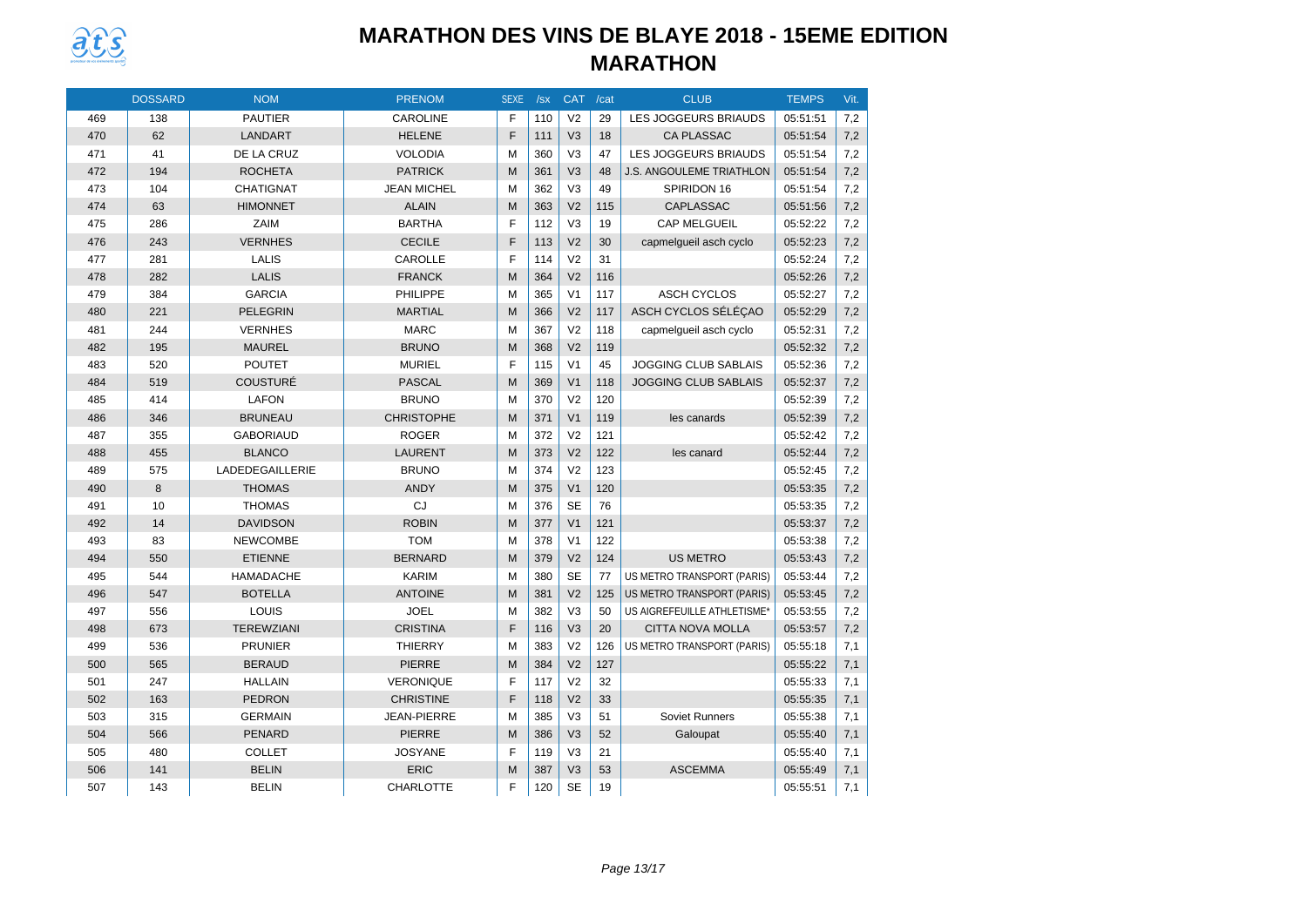# MARATHON DES VINS DE BLAYE 2018 - 15EME EDITION

## MARATHON

| | DOSSARD | NOM | PRENOM | SEXE | /sx | CAT | /cat | CLUB | TEMPS | Vit. |
|---|---|---|---|---|---|---|---|---|---|---|
| 469 | 138 | PAUTIER | CAROLINE | F | 110 | V2 | 29 | LES JOGGEURS BRIAUDS | 05:51:51 | 7,2 |
| 470 | 62 | LANDART | HELENE | F | 111 | V3 | 18 | CA PLASSAC | 05:51:54 | 7,2 |
| 471 | 41 | DE LA CRUZ | VOLODIA | M | 360 | V3 | 47 | LES JOGGEURS BRIAUDS | 05:51:54 | 7,2 |
| 472 | 194 | ROCHETA | PATRICK | M | 361 | V3 | 48 | J.S. ANGOULEME TRIATHLON | 05:51:54 | 7,2 |
| 473 | 104 | CHATIGNAT | JEAN MICHEL | M | 362 | V3 | 49 | SPIRIDON 16 | 05:51:54 | 7,2 |
| 474 | 63 | HIMONNET | ALAIN | M | 363 | V2 | 115 | CAPLASSAC | 05:51:56 | 7,2 |
| 475 | 286 | ZAIM | BARTHA | F | 112 | V3 | 19 | CAP MELGUEIL | 05:52:22 | 7,2 |
| 476 | 243 | VERNHES | CECILE | F | 113 | V2 | 30 | capmelgueil asch cyclo | 05:52:23 | 7,2 |
| 477 | 281 | LALIS | CAROLLE | F | 114 | V2 | 31 | | 05:52:24 | 7,2 |
| 478 | 282 | LALIS | FRANCK | M | 364 | V2 | 116 | | 05:52:26 | 7,2 |
| 479 | 384 | GARCIA | PHILIPPE | M | 365 | V1 | 117 | ASCH CYCLOS | 05:52:27 | 7,2 |
| 480 | 221 | PELEGRIN | MARTIAL | M | 366 | V2 | 117 | ASCH CYCLOS SÉLÉÇAO | 05:52:29 | 7,2 |
| 481 | 244 | VERNHES | MARC | M | 367 | V2 | 118 | capmelgueil asch cyclo | 05:52:31 | 7,2 |
| 482 | 195 | MAUREL | BRUNO | M | 368 | V2 | 119 | | 05:52:32 | 7,2 |
| 483 | 520 | POUTET | MURIEL | F | 115 | V1 | 45 | JOGGING CLUB SABLAIS | 05:52:36 | 7,2 |
| 484 | 519 | COUSTURÉ | PASCAL | M | 369 | V1 | 118 | JOGGING CLUB SABLAIS | 05:52:37 | 7,2 |
| 485 | 414 | LAFON | BRUNO | M | 370 | V2 | 120 | | 05:52:39 | 7,2 |
| 486 | 346 | BRUNEAU | CHRISTOPHE | M | 371 | V1 | 119 | les canards | 05:52:39 | 7,2 |
| 487 | 355 | GABORIAUD | ROGER | M | 372 | V2 | 121 | | 05:52:42 | 7,2 |
| 488 | 455 | BLANCO | LAURENT | M | 373 | V2 | 122 | les canard | 05:52:44 | 7,2 |
| 489 | 575 | LADEDEGAILLERIE | BRUNO | M | 374 | V2 | 123 | | 05:52:45 | 7,2 |
| 490 | 8 | THOMAS | ANDY | M | 375 | V1 | 120 | | 05:53:35 | 7,2 |
| 491 | 10 | THOMAS | CJ | M | 376 | SE | 76 | | 05:53:35 | 7,2 |
| 492 | 14 | DAVIDSON | ROBIN | M | 377 | V1 | 121 | | 05:53:37 | 7,2 |
| 493 | 83 | NEWCOMBE | TOM | M | 378 | V1 | 122 | | 05:53:38 | 7,2 |
| 494 | 550 | ETIENNE | BERNARD | M | 379 | V2 | 124 | US METRO | 05:53:43 | 7,2 |
| 495 | 544 | HAMADACHE | KARIM | M | 380 | SE | 77 | US METRO TRANSPORT (PARIS) | 05:53:44 | 7,2 |
| 496 | 547 | BOTELLA | ANTOINE | M | 381 | V2 | 125 | US METRO TRANSPORT (PARIS) | 05:53:45 | 7,2 |
| 497 | 556 | LOUIS | JOEL | M | 382 | V3 | 50 | US AIGREFEUILLE ATHLETISME* | 05:53:55 | 7,2 |
| 498 | 673 | TEREWZIANI | CRISTINA | F | 116 | V3 | 20 | CITTA NOVA MOLLA | 05:53:57 | 7,2 |
| 499 | 536 | PRUNIER | THIERRY | M | 383 | V2 | 126 | US METRO TRANSPORT (PARIS) | 05:55:18 | 7,1 |
| 500 | 565 | BERAUD | PIERRE | M | 384 | V2 | 127 | | 05:55:22 | 7,1 |
| 501 | 247 | HALLAIN | VERONIQUE | F | 117 | V2 | 32 | | 05:55:33 | 7,1 |
| 502 | 163 | PEDRON | CHRISTINE | F | 118 | V2 | 33 | | 05:55:35 | 7,1 |
| 503 | 315 | GERMAIN | JEAN-PIERRE | M | 385 | V3 | 51 | Soviet Runners | 05:55:38 | 7,1 |
| 504 | 566 | PENARD | PIERRE | M | 386 | V3 | 52 | Galoupat | 05:55:40 | 7,1 |
| 505 | 480 | COLLET | JOSYANE | F | 119 | V3 | 21 | | 05:55:40 | 7,1 |
| 506 | 141 | BELIN | ERIC | M | 387 | V3 | 53 | ASCEMMA | 05:55:49 | 7,1 |
| 507 | 143 | BELIN | CHARLOTTE | F | 120 | SE | 19 | | 05:55:51 | 7,1 |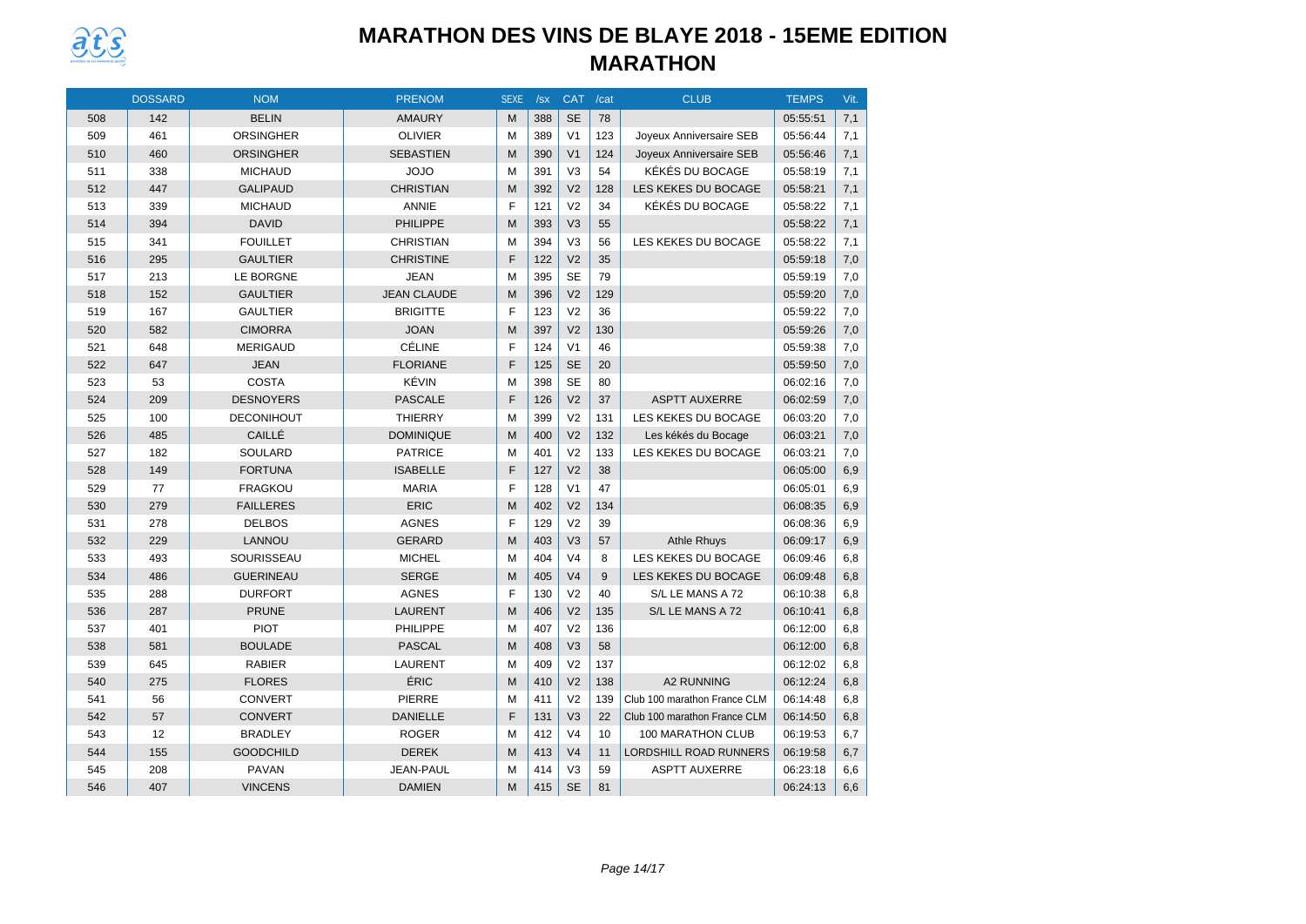# MARATHON DES VINS DE BLAYE 2018 - 15EME EDITION

## MARATHON

| | DOSSARD | NOM | PRENOM | SEXE | /sx | CAT | /cat | CLUB | TEMPS | Vit. |
|---|---|---|---|---|---|---|---|---|---|---|
| 508 | 142 | BELIN | AMAURY | M | 388 | SE | 78 | | 05:55:51 | 7,1 |
| 509 | 461 | ORSINGHER | OLIVIER | M | 389 | V1 | 123 | Joyeux Anniversaire SEB | 05:56:44 | 7,1 |
| 510 | 460 | ORSINGHER | SEBASTIEN | M | 390 | V1 | 124 | Joyeux Anniversaire SEB | 05:56:46 | 7,1 |
| 511 | 338 | MICHAUD | JOJO | M | 391 | V3 | 54 | KÉKÉS DU BOCAGE | 05:58:19 | 7,1 |
| 512 | 447 | GALIPAUD | CHRISTIAN | M | 392 | V2 | 128 | LES KEKES DU BOCAGE | 05:58:21 | 7,1 |
| 513 | 339 | MICHAUD | ANNIE | F | 121 | V2 | 34 | KÉKÉS DU BOCAGE | 05:58:22 | 7,1 |
| 514 | 394 | DAVID | PHILIPPE | M | 393 | V3 | 55 | | 05:58:22 | 7,1 |
| 515 | 341 | FOUILLET | CHRISTIAN | M | 394 | V3 | 56 | LES KEKES DU BOCAGE | 05:58:22 | 7,1 |
| 516 | 295 | GAULTIER | CHRISTINE | F | 122 | V2 | 35 | | 05:59:18 | 7,0 |
| 517 | 213 | LE BORGNE | JEAN | M | 395 | SE | 79 | | 05:59:19 | 7,0 |
| 518 | 152 | GAULTIER | JEAN CLAUDE | M | 396 | V2 | 129 | | 05:59:20 | 7,0 |
| 519 | 167 | GAULTIER | BRIGITTE | F | 123 | V2 | 36 | | 05:59:22 | 7,0 |
| 520 | 582 | CIMORRA | JOAN | M | 397 | V2 | 130 | | 05:59:26 | 7,0 |
| 521 | 648 | MERIGAUD | CÉLINE | F | 124 | V1 | 46 | | 05:59:38 | 7,0 |
| 522 | 647 | JEAN | FLORIANE | F | 125 | SE | 20 | | 05:59:50 | 7,0 |
| 523 | 53 | COSTA | KÉVIN | M | 398 | SE | 80 | | 06:02:16 | 7,0 |
| 524 | 209 | DESNOYERS | PASCALE | F | 126 | V2 | 37 | ASPTT AUXERRE | 06:02:59 | 7,0 |
| 525 | 100 | DECONIHOUT | THIERRY | M | 399 | V2 | 131 | LES KEKES DU BOCAGE | 06:03:20 | 7,0 |
| 526 | 485 | CAILLÉ | DOMINIQUE | M | 400 | V2 | 132 | Les kékés du Bocage | 06:03:21 | 7,0 |
| 527 | 182 | SOULARD | PATRICE | M | 401 | V2 | 133 | LES KEKES DU BOCAGE | 06:03:21 | 7,0 |
| 528 | 149 | FORTUNA | ISABELLE | F | 127 | V2 | 38 | | 06:05:00 | 6,9 |
| 529 | 77 | FRAGKOU | MARIA | F | 128 | V1 | 47 | | 06:05:01 | 6,9 |
| 530 | 279 | FAILLERES | ERIC | M | 402 | V2 | 134 | | 06:08:35 | 6,9 |
| 531 | 278 | DELBOS | AGNES | F | 129 | V2 | 39 | | 06:08:36 | 6,9 |
| 532 | 229 | LANNOU | GERARD | M | 403 | V3 | 57 | Athle Rhuys | 06:09:17 | 6,9 |
| 533 | 493 | SOURISSEAU | MICHEL | M | 404 | V4 | 8 | LES KEKES DU BOCAGE | 06:09:46 | 6,8 |
| 534 | 486 | GUERINEAU | SERGE | M | 405 | V4 | 9 | LES KEKES DU BOCAGE | 06:09:48 | 6,8 |
| 535 | 288 | DURFORT | AGNES | F | 130 | V2 | 40 | S/L LE MANS A 72 | 06:10:38 | 6,8 |
| 536 | 287 | PRUNE | LAURENT | M | 406 | V2 | 135 | S/L LE MANS A 72 | 06:10:41 | 6,8 |
| 537 | 401 | PIOT | PHILIPPE | M | 407 | V2 | 136 | | 06:12:00 | 6,8 |
| 538 | 581 | BOULADE | PASCAL | M | 408 | V3 | 58 | | 06:12:00 | 6,8 |
| 539 | 645 | RABIER | LAURENT | M | 409 | V2 | 137 | | 06:12:02 | 6,8 |
| 540 | 275 | FLORES | ÉRIC | M | 410 | V2 | 138 | A2 RUNNING | 06:12:24 | 6,8 |
| 541 | 56 | CONVERT | PIERRE | M | 411 | V2 | 139 | Club 100 marathon France CLM | 06:14:48 | 6,8 |
| 542 | 57 | CONVERT | DANIELLE | F | 131 | V3 | 22 | Club 100 marathon France CLM | 06:14:50 | 6,8 |
| 543 | 12 | BRADLEY | ROGER | M | 412 | V4 | 10 | 100 MARATHON CLUB | 06:19:53 | 6,7 |
| 544 | 155 | GOODCHILD | DEREK | M | 413 | V4 | 11 | LORDSHILL ROAD RUNNERS | 06:19:58 | 6,7 |
| 545 | 208 | PAVAN | JEAN-PAUL | M | 414 | V3 | 59 | ASPTT AUXERRE | 06:23:18 | 6,6 |
| 546 | 407 | VINCENS | DAMIEN | M | 415 | SE | 81 | | 06:24:13 | 6,6 |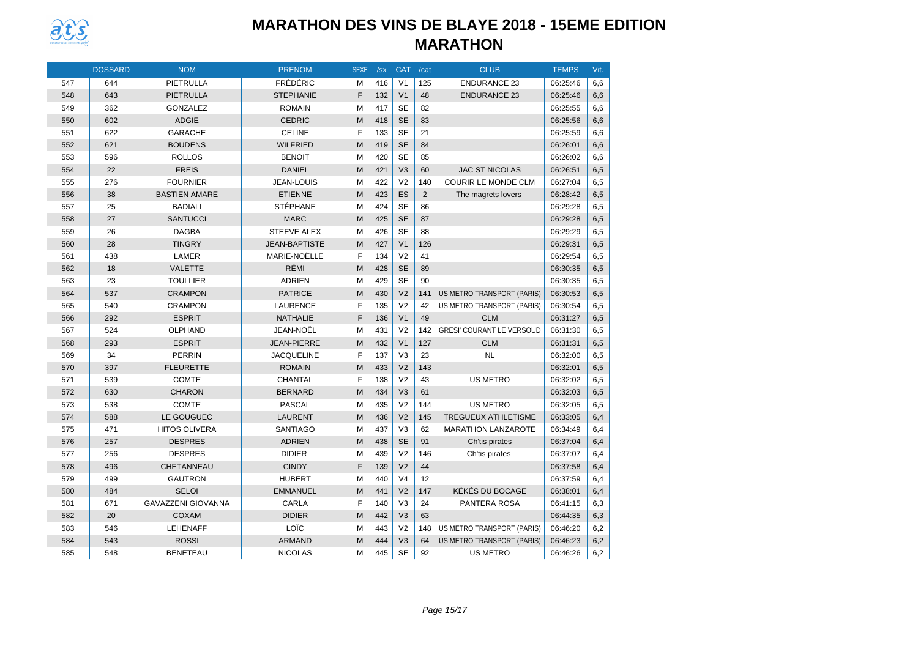# MARATHON DES VINS DE BLAYE 2018 - 15EME EDITION

## MARATHON

| | DOSSARD | NOM | PRENOM | SEXE | /sx | CAT | /cat | CLUB | TEMPS | Vit. |
|---|---|---|---|---|---|---|---|---|---|---|
| 547 | 644 | PIETRULLA | FRÉDÉRIC | M | 416 | V1 | 125 | ENDURANCE 23 | 06:25:46 | 6,6 |
| 548 | 643 | PIETRULLA | STEPHANIE | F | 132 | V1 | 48 | ENDURANCE 23 | 06:25:46 | 6,6 |
| 549 | 362 | GONZALEZ | ROMAIN | M | 417 | SE | 82 | | 06:25:55 | 6,6 |
| 550 | 602 | ADGIE | CEDRIC | M | 418 | SE | 83 | | 06:25:56 | 6,6 |
| 551 | 622 | GARACHE | CELINE | F | 133 | SE | 21 | | 06:25:59 | 6,6 |
| 552 | 621 | BOUDENS | WILFRIED | M | 419 | SE | 84 | | 06:26:01 | 6,6 |
| 553 | 596 | ROLLOS | BENOIT | M | 420 | SE | 85 | | 06:26:02 | 6,6 |
| 554 | 22 | FREIS | DANIEL | M | 421 | V3 | 60 | JAC ST NICOLAS | 06:26:51 | 6,5 |
| 555 | 276 | FOURNIER | JEAN-LOUIS | M | 422 | V2 | 140 | COURIR LE MONDE CLM | 06:27:04 | 6,5 |
| 556 | 38 | BASTIEN AMARE | ETIENNE | M | 423 | ES | 2 | The magrets lovers | 06:28:42 | 6,5 |
| 557 | 25 | BADIALI | STÉPHANE | M | 424 | SE | 86 | | 06:29:28 | 6,5 |
| 558 | 27 | SANTUCCI | MARC | M | 425 | SE | 87 | | 06:29:28 | 6,5 |
| 559 | 26 | DAGBA | STEEVE ALEX | M | 426 | SE | 88 | | 06:29:29 | 6,5 |
| 560 | 28 | TINGRY | JEAN-BAPTISTE | M | 427 | V1 | 126 | | 06:29:31 | 6,5 |
| 561 | 438 | LAMER | MARIE-NOËLLE | F | 134 | V2 | 41 | | 06:29:54 | 6,5 |
| 562 | 18 | VALETTE | RÉMI | M | 428 | SE | 89 | | 06:30:35 | 6,5 |
| 563 | 23 | TOULLIER | ADRIEN | M | 429 | SE | 90 | | 06:30:35 | 6,5 |
| 564 | 537 | CRAMPON | PATRICE | M | 430 | V2 | 141 | US METRO TRANSPORT (PARIS) | 06:30:53 | 6,5 |
| 565 | 540 | CRAMPON | LAURENCE | F | 135 | V2 | 42 | US METRO TRANSPORT (PARIS) | 06:30:54 | 6,5 |
| 566 | 292 | ESPRIT | NATHALIE | F | 136 | V1 | 49 | CLM | 06:31:27 | 6,5 |
| 567 | 524 | OLPHAND | JEAN-NOËL | M | 431 | V2 | 142 | GRESI' COURANT LE VERSOUD | 06:31:30 | 6,5 |
| 568 | 293 | ESPRIT | JEAN-PIERRE | M | 432 | V1 | 127 | CLM | 06:31:31 | 6,5 |
| 569 | 34 | PERRIN | JACQUELINE | F | 137 | V3 | 23 | NL | 06:32:00 | 6,5 |
| 570 | 397 | FLEURETTE | ROMAIN | M | 433 | V2 | 143 | | 06:32:01 | 6,5 |
| 571 | 539 | COMTE | CHANTAL | F | 138 | V2 | 43 | US METRO | 06:32:02 | 6,5 |
| 572 | 630 | CHARON | BERNARD | M | 434 | V3 | 61 | | 06:32:03 | 6,5 |
| 573 | 538 | COMTE | PASCAL | M | 435 | V2 | 144 | US METRO | 06:32:05 | 6,5 |
| 574 | 588 | LE GOUGUEC | LAURENT | M | 436 | V2 | 145 | TREGUEUX ATHLETISME | 06:33:05 | 6,4 |
| 575 | 471 | HITOS OLIVERA | SANTIAGO | M | 437 | V3 | 62 | MARATHON LANZAROTE | 06:34:49 | 6,4 |
| 576 | 257 | DESPRES | ADRIEN | M | 438 | SE | 91 | Ch'tis pirates | 06:37:04 | 6,4 |
| 577 | 256 | DESPRES | DIDIER | M | 439 | V2 | 146 | Ch'tis pirates | 06:37:07 | 6,4 |
| 578 | 496 | CHETANNEAU | CINDY | F | 139 | V2 | 44 | | 06:37:58 | 6,4 |
| 579 | 499 | GAUTRON | HUBERT | M | 440 | V4 | 12 | | 06:37:59 | 6,4 |
| 580 | 484 | SELOI | EMMANUEL | M | 441 | V2 | 147 | KÉKÉS DU BOCAGE | 06:38:01 | 6,4 |
| 581 | 671 | GAVAZZENI GIOVANNA | CARLA | F | 140 | V3 | 24 | PANTERA ROSA | 06:41:15 | 6,3 |
| 582 | 20 | COXAM | DIDIER | M | 442 | V3 | 63 | | 06:44:35 | 6,3 |
| 583 | 546 | LEHENAFF | LOÏC | M | 443 | V2 | 148 | US METRO TRANSPORT (PARIS) | 06:46:20 | 6,2 |
| 584 | 543 | ROSSI | ARMAND | M | 444 | V3 | 64 | US METRO TRANSPORT (PARIS) | 06:46:23 | 6,2 |
| 585 | 548 | BENETEAU | NICOLAS | M | 445 | SE | 92 | US METRO | 06:46:26 | 6,2 |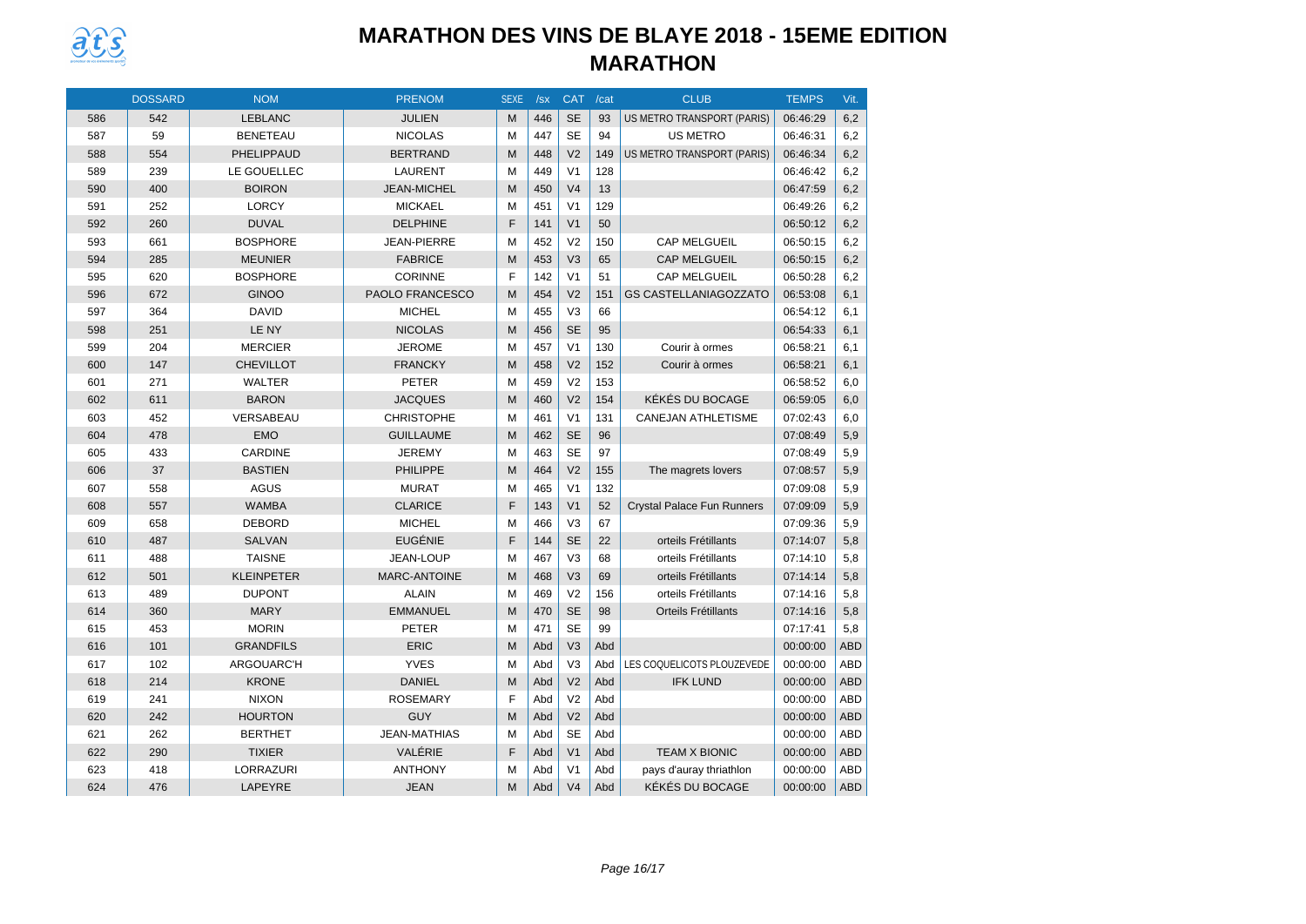# MARATHON DES VINS DE BLAYE 2018 - 15EME EDITION

## MARATHON

| | DOSSARD | NOM | PRENOM | SEXE | /sx | CAT | /cat | CLUB | TEMPS | Vit. |
|---|---|---|---|---|---|---|---|---|---|---|
| 586 | 542 | LEBLANC | JULIEN | M | 446 | SE | 93 | US METRO TRANSPORT (PARIS) | 06:46:29 | 6,2 |
| 587 | 59 | BENETEAU | NICOLAS | M | 447 | SE | 94 | US METRO | 06:46:31 | 6,2 |
| 588 | 554 | PHELIPPAUD | BERTRAND | M | 448 | V2 | 149 | US METRO TRANSPORT (PARIS) | 06:46:34 | 6,2 |
| 589 | 239 | LE GOUELLEC | LAURENT | M | 449 | V1 | 128 | | 06:46:42 | 6,2 |
| 590 | 400 | BOIRON | JEAN-MICHEL | M | 450 | V4 | 13 | | 06:47:59 | 6,2 |
| 591 | 252 | LORCY | MICKAEL | M | 451 | V1 | 129 | | 06:49:26 | 6,2 |
| 592 | 260 | DUVAL | DELPHINE | F | 141 | V1 | 50 | | 06:50:12 | 6,2 |
| 593 | 661 | BOSPHORE | JEAN-PIERRE | M | 452 | V2 | 150 | CAP MELGUEIL | 06:50:15 | 6,2 |
| 594 | 285 | MEUNIER | FABRICE | M | 453 | V3 | 65 | CAP MELGUEIL | 06:50:15 | 6,2 |
| 595 | 620 | BOSPHORE | CORINNE | F | 142 | V1 | 51 | CAP MELGUEIL | 06:50:28 | 6,2 |
| 596 | 672 | GINOO | PAOLO FRANCESCO | M | 454 | V2 | 151 | GS CASTELLANIAGOZZATO | 06:53:08 | 6,1 |
| 597 | 364 | DAVID | MICHEL | M | 455 | V3 | 66 | | 06:54:12 | 6,1 |
| 598 | 251 | LE NY | NICOLAS | M | 456 | SE | 95 | | 06:54:33 | 6,1 |
| 599 | 204 | MERCIER | JEROME | M | 457 | V1 | 130 | Courir à ormes | 06:58:21 | 6,1 |
| 600 | 147 | CHEVILLOT | FRANCKY | M | 458 | V2 | 152 | Courir à ormes | 06:58:21 | 6,1 |
| 601 | 271 | WALTER | PETER | M | 459 | V2 | 153 | | 06:58:52 | 6,0 |
| 602 | 611 | BARON | JACQUES | M | 460 | V2 | 154 | KÉKÉS DU BOCAGE | 06:59:05 | 6,0 |
| 603 | 452 | VERSABEAU | CHRISTOPHE | M | 461 | V1 | 131 | CANEJAN ATHLETISME | 07:02:43 | 6,0 |
| 604 | 478 | EMO | GUILLAUME | M | 462 | SE | 96 | | 07:08:49 | 5,9 |
| 605 | 433 | CARDINE | JEREMY | M | 463 | SE | 97 | | 07:08:49 | 5,9 |
| 606 | 37 | BASTIEN | PHILIPPE | M | 464 | V2 | 155 | The magrets lovers | 07:08:57 | 5,9 |
| 607 | 558 | AGUS | MURAT | M | 465 | V1 | 132 | | 07:09:08 | 5,9 |
| 608 | 557 | WAMBA | CLARICE | F | 143 | V1 | 52 | Crystal Palace Fun Runners | 07:09:09 | 5,9 |
| 609 | 658 | DEBORD | MICHEL | M | 466 | V3 | 67 | | 07:09:36 | 5,9 |
| 610 | 487 | SALVAN | EUGÉNIE | F | 144 | SE | 22 | orteils Frétillants | 07:14:07 | 5,8 |
| 611 | 488 | TAISNE | JEAN-LOUP | M | 467 | V3 | 68 | orteils Frétillants | 07:14:10 | 5,8 |
| 612 | 501 | KLEINPETER | MARC-ANTOINE | M | 468 | V3 | 69 | orteils Frétillants | 07:14:14 | 5,8 |
| 613 | 489 | DUPONT | ALAIN | M | 469 | V2 | 156 | orteils Frétillants | 07:14:16 | 5,8 |
| 614 | 360 | MARY | EMMANUEL | M | 470 | SE | 98 | Orteils Frétillants | 07:14:16 | 5,8 |
| 615 | 453 | MORIN | PETER | M | 471 | SE | 99 | | 07:17:41 | 5,8 |
| 616 | 101 | GRANDFILS | ERIC | M | Abd | V3 | Abd | | 00:00:00 | ABD |
| 617 | 102 | ARGOUARC'H | YVES | M | Abd | V3 | Abd | LES COQUELICOTS PLOUZEVEDE | 00:00:00 | ABD |
| 618 | 214 | KRONE | DANIEL | M | Abd | V2 | Abd | IFK LUND | 00:00:00 | ABD |
| 619 | 241 | NIXON | ROSEMARY | F | Abd | V2 | Abd | | 00:00:00 | ABD |
| 620 | 242 | HOURTON | GUY | M | Abd | V2 | Abd | | 00:00:00 | ABD |
| 621 | 262 | BERTHET | JEAN-MATHIAS | M | Abd | SE | Abd | | 00:00:00 | ABD |
| 622 | 290 | TIXIER | VALÉRIE | F | Abd | V1 | Abd | TEAM X BIONIC | 00:00:00 | ABD |
| 623 | 418 | LORRAZURI | ANTHONY | M | Abd | V1 | Abd | pays d'auray thriathlon | 00:00:00 | ABD |
| 624 | 476 | LAPEYRE | JEAN | M | Abd | V4 | Abd | KÉKÉS DU BOCAGE | 00:00:00 | ABD |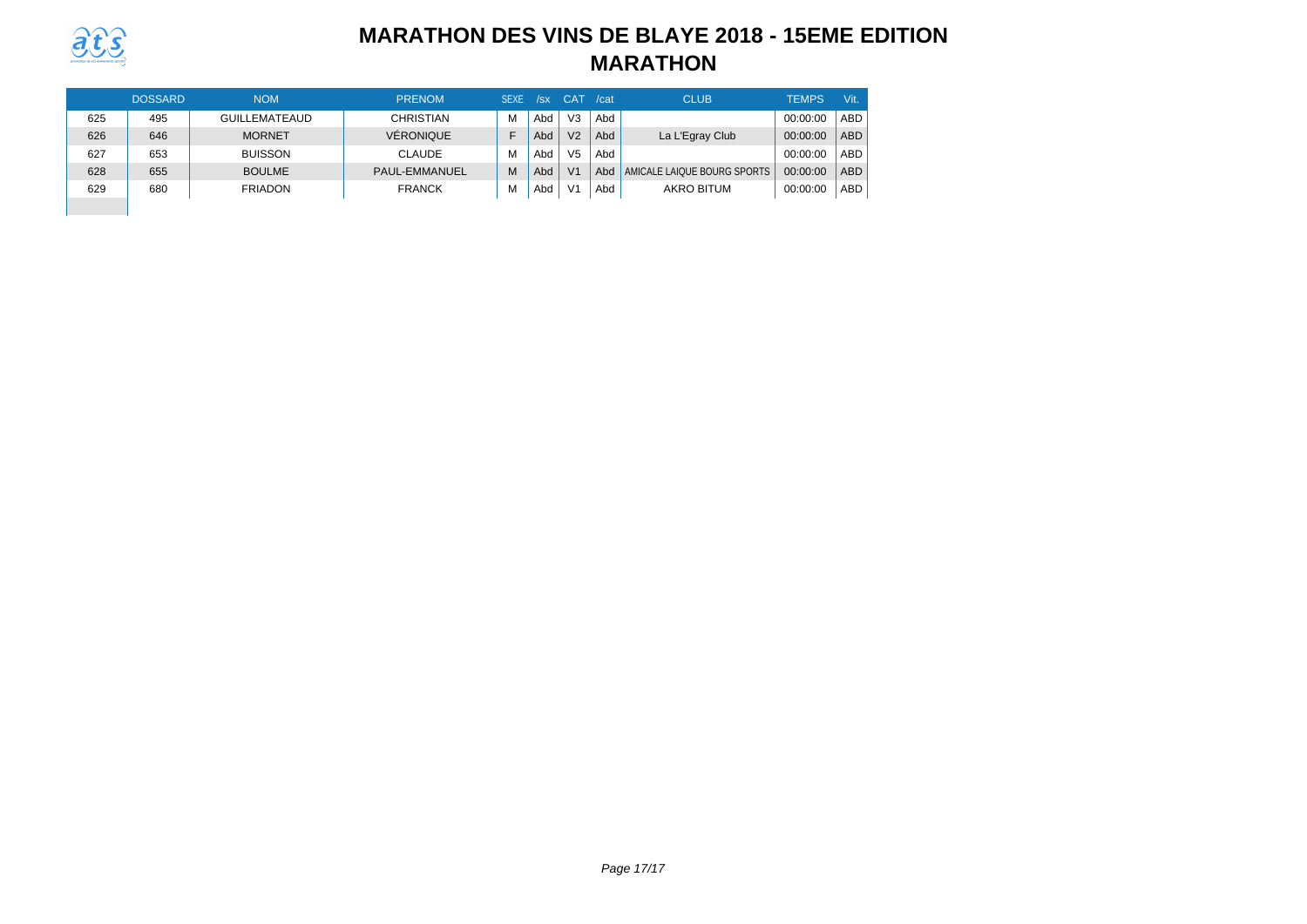# MARATHON DES VINS DE BLAYE 2018 - 15EME EDITION
## MARATHON

| | DOSSARD | NOM | PRENOM | SEXE | /sx | CAT | /cat | CLUB | TEMPS | Vit. |
|---|---|---|---|---|---|---|---|---|---|---|
| 625 | 495 | GUILLEMATEAUD | CHRISTIAN | M | Abd | V3 | Abd | | 00:00:00 | ABD |
| 626 | 646 | MORNET | VÉRONIQUE | F | Abd | V2 | Abd | La L'Egray Club | 00:00:00 | ABD |
| 627 | 653 | BUISSON | CLAUDE | M | Abd | V5 | Abd | | 00:00:00 | ABD |
| 628 | 655 | BOULME | PAUL-EMMANUEL | M | Abd | V1 | Abd | AMICALE LAIQUE BOURG SPORTS | 00:00:00 | ABD |
| 629 | 680 | FRIADON | FRANCK | M | Abd | V1 | Abd | AKRO BITUM | 00:00:00 | ABD |